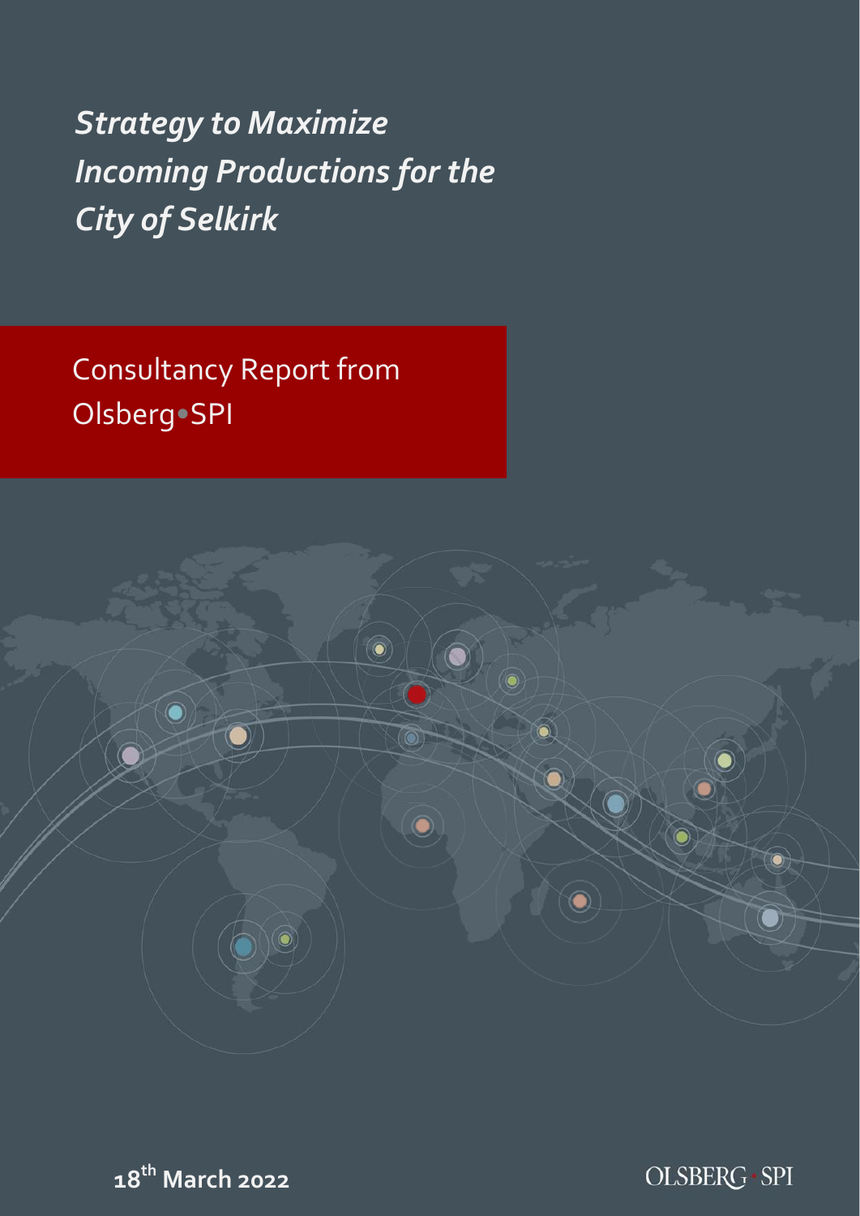# *Strategy to Maximize Incoming Productions for the City of Selkirk*

Consultancy Report from Olsberg•SPI

**18th March 2022**

OLSBERG • SPI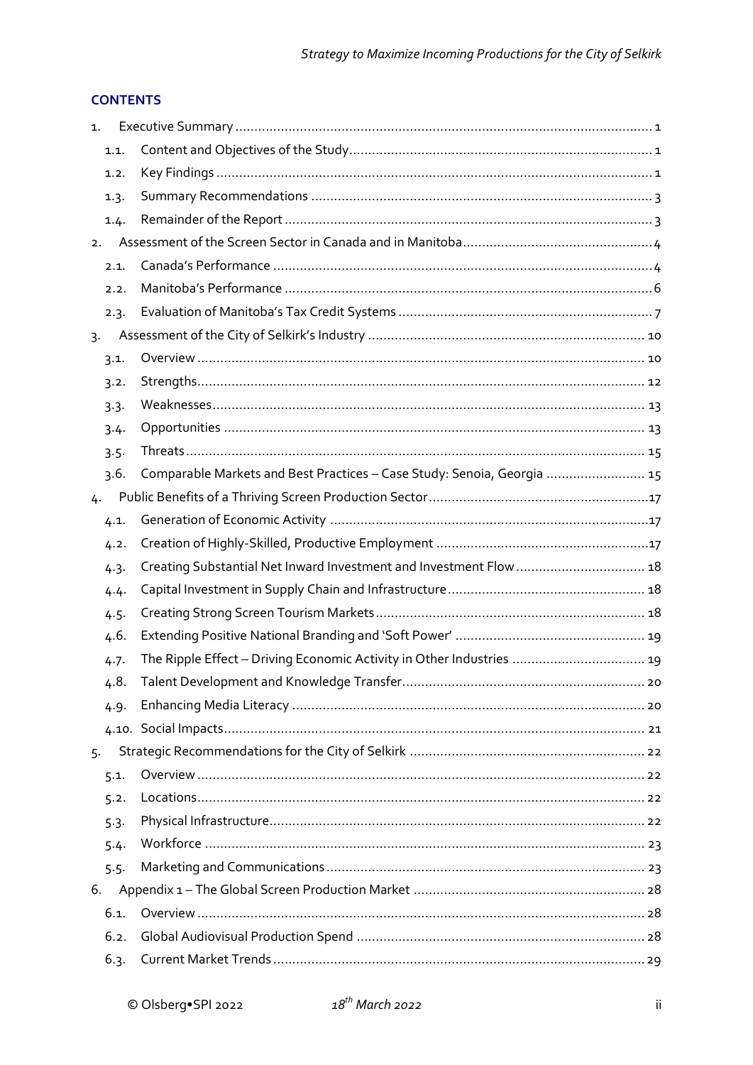## CONTENTS

1. Executive Summary ........................................................................................................ 1
   - 1.1. Content and Objectives of the Study ........................................................................ 1
   - 1.2. Key Findings ........................................................................................................ 1
   - 1.3. Summary Recommendations ................................................................................. 3
   - 1.4. Remainder of the Report ........................................................................................ 3
2. Assessment of the Screen Sector in Canada and in Manitoba ............................................... 4
   - 2.1. Canada's Performance ........................................................................................... 4
   - 2.2. Manitoba's Performance ........................................................................................ 6
   - 2.3. Evaluation of Manitoba's Tax Credit Systems ........................................................... 7
3. Assessment of the City of Selkirk's Industry ...................................................................... 10
   - 3.1. Overview ............................................................................................................ 10
   - 3.2. Strengths ............................................................................................................ 12
   - 3.3. Weaknesses ........................................................................................................ 13
   - 3.4. Opportunities ...................................................................................................... 13
   - 3.5. Threats ............................................................................................................... 15
   - 3.6. Comparable Markets and Best Practices – Case Study: Senoia, Georgia .......................... 15
4. Public Benefits of a Thriving Screen Production Sector ....................................................... 17
   - 4.1. Generation of Economic Activity ............................................................................ 17
   - 4.2. Creation of Highly-Skilled, Productive Employment ................................................... 17
   - 4.3. Creating Substantial Net Inward Investment and Investment Flow ................................. 18
   - 4.4. Capital Investment in Supply Chain and Infrastructure ................................................ 18
   - 4.5. Creating Strong Screen Tourism Markets .................................................................. 18
   - 4.6. Extending Positive National Branding and 'Soft Power' .............................................. 19
   - 4.7. The Ripple Effect – Driving Economic Activity in Other Industries ................................ 19
   - 4.8. Talent Development and Knowledge Transfer ............................................................ 20
   - 4.9. Enhancing Media Literacy ..................................................................................... 20
   - 4.10. Social Impacts ................................................................................................... 21
5. Strategic Recommendations for the City of Selkirk ............................................................ 22
   - 5.1. Overview ............................................................................................................ 22
   - 5.2. Locations ............................................................................................................ 22
   - 5.3. Physical Infrastructure .......................................................................................... 22
   - 5.4. Workforce .......................................................................................................... 23
   - 5.5. Marketing and Communications ............................................................................. 23
6. Appendix 1 – The Global Screen Production Market .......................................................... 28
   - 6.1. Overview ............................................................................................................ 28
   - 6.2. Global Audiovisual Production Spend ..................................................................... 28
   - 6.3. Current Market Trends .......................................................................................... 29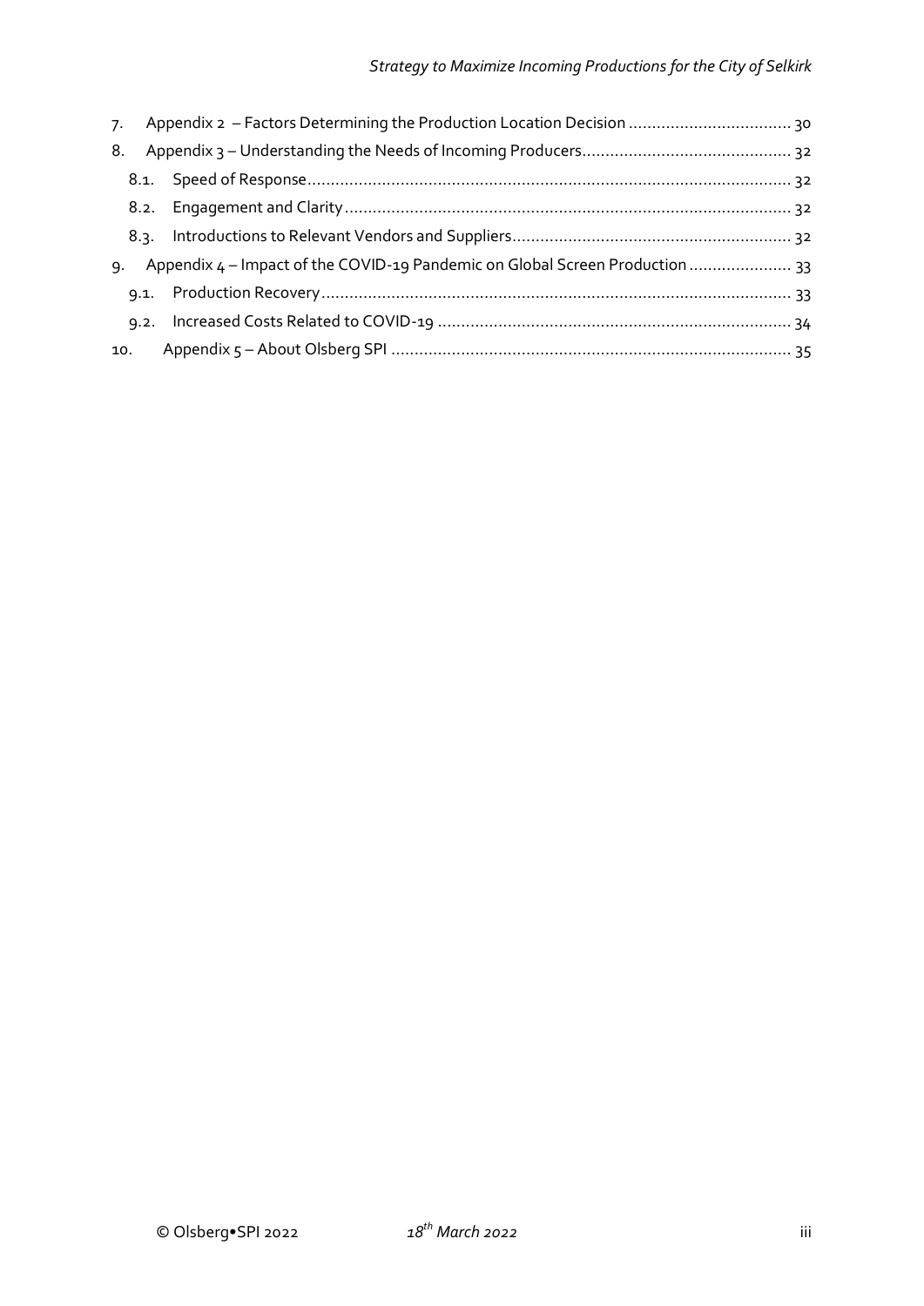7. Appendix 2 – Factors Determining the Production Location Decision .......... 30
8. Appendix 3 – Understanding the Needs of Incoming Producers .......... 32
   8.1. Speed of Response .......... 32
   8.2. Engagement and Clarity .......... 32
   8.3. Introductions to Relevant Vendors and Suppliers .......... 32
9. Appendix 4 – Impact of the COVID-19 Pandemic on Global Screen Production .......... 33
   9.1. Production Recovery .......... 33
   9.2. Increased Costs Related to COVID-19 .......... 34
10. Appendix 5 – About Olsberg SPI .......... 35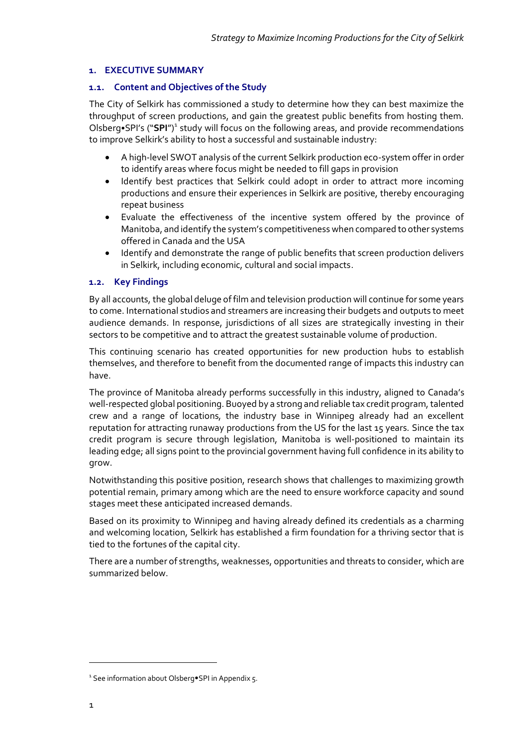# 1. EXECUTIVE SUMMARY

## 1.1. Content and Objectives of the Study

The City of Selkirk has commissioned a study to determine how they can best maximize the throughput of screen productions, and gain the greatest public benefits from hosting them. Olsberg•SPI's ("**SPI**")[1] study will focus on the following areas, and provide recommendations to improve Selkirk's ability to host a successful and sustainable industry:

- A high-level SWOT analysis of the current Selkirk production eco-system offer in order to identify areas where focus might be needed to fill gaps in provision
- Identify best practices that Selkirk could adopt in order to attract more incoming productions and ensure their experiences in Selkirk are positive, thereby encouraging repeat business
- Evaluate the effectiveness of the incentive system offered by the province of Manitoba, and identify the system's competitiveness when compared to other systems offered in Canada and the USA
- Identify and demonstrate the range of public benefits that screen production delivers in Selkirk, including economic, cultural and social impacts.

## 1.2. Key Findings

By all accounts, the global deluge of film and television production will continue for some years to come. International studios and streamers are increasing their budgets and outputs to meet audience demands. In response, jurisdictions of all sizes are strategically investing in their sectors to be competitive and to attract the greatest sustainable volume of production.

This continuing scenario has created opportunities for new production hubs to establish themselves, and therefore to benefit from the documented range of impacts this industry can have.

The province of Manitoba already performs successfully in this industry, aligned to Canada's well-respected global positioning. Buoyed by a strong and reliable tax credit program, talented crew and a range of locations, the industry base in Winnipeg already had an excellent reputation for attracting runaway productions from the US for the last 15 years. Since the tax credit program is secure through legislation, Manitoba is well-positioned to maintain its leading edge; all signs point to the provincial government having full confidence in its ability to grow.

Notwithstanding this positive position, research shows that challenges to maximizing growth potential remain, primary among which are the need to ensure workforce capacity and sound stages meet these anticipated increased demands.

Based on its proximity to Winnipeg and having already defined its credentials as a charming and welcoming location, Selkirk has established a firm foundation for a thriving sector that is tied to the fortunes of the capital city.

There are a number of strengths, weaknesses, opportunities and threats to consider, which are summarized below.

---

[1] See information about Olsberg•SPI in Appendix 5.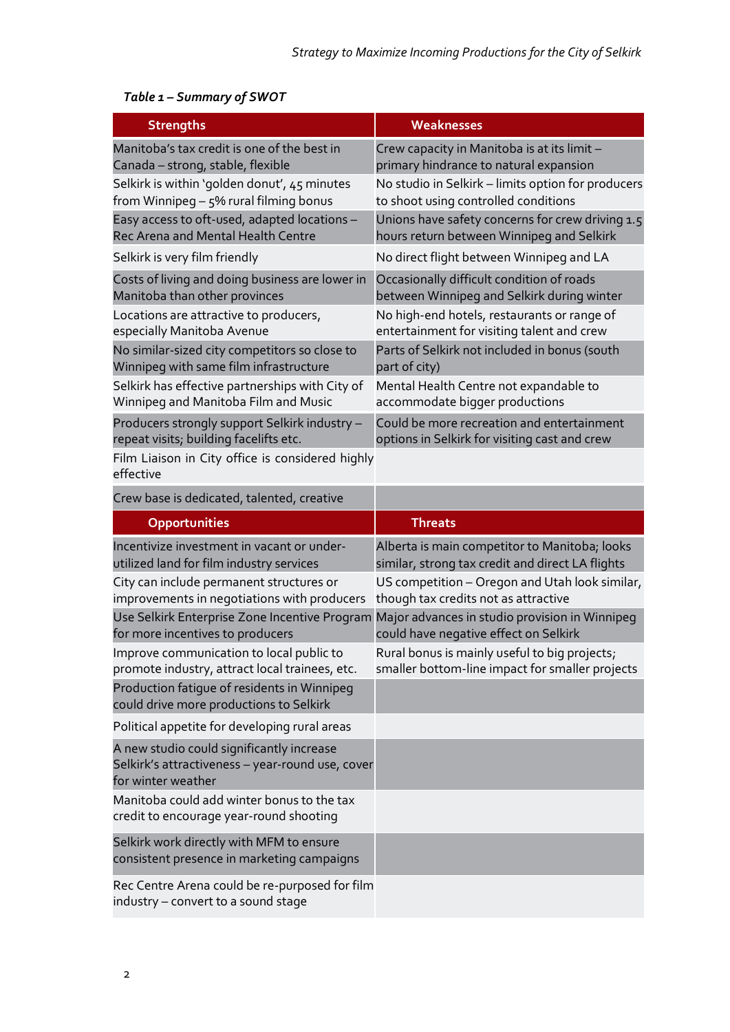*Table 1 – Summary of SWOT*

| Strengths | Weaknesses |
|---|---|
| Manitoba's tax credit is one of the best in Canada – strong, stable, flexible | Crew capacity in Manitoba is at its limit – primary hindrance to natural expansion |
| Selkirk is within 'golden donut', 45 minutes from Winnipeg – 5% rural filming bonus | No studio in Selkirk – limits option for producers to shoot using controlled conditions |
| Easy access to oft-used, adapted locations – Rec Arena and Mental Health Centre | Unions have safety concerns for crew driving 1.5 hours return between Winnipeg and Selkirk |
| Selkirk is very film friendly | No direct flight between Winnipeg and LA |
| Costs of living and doing business are lower in Manitoba than other provinces | Occasionally difficult condition of roads between Winnipeg and Selkirk during winter |
| Locations are attractive to producers, especially Manitoba Avenue | No high-end hotels, restaurants or range of entertainment for visiting talent and crew |
| No similar-sized city competitors so close to Winnipeg with same film infrastructure | Parts of Selkirk not included in bonus (south part of city) |
| Selkirk has effective partnerships with City of Winnipeg and Manitoba Film and Music | Mental Health Centre not expandable to accommodate bigger productions |
| Producers strongly support Selkirk industry – repeat visits; building facelifts etc. | Could be more recreation and entertainment options in Selkirk for visiting cast and crew |
| Film Liaison in City office is considered highly effective | |
| Crew base is dedicated, talented, creative | |
| **Opportunities** | **Threats** |
| Incentivize investment in vacant or under-utilized land for film industry services | Alberta is main competitor to Manitoba; looks similar, strong tax credit and direct LA flights |
| City can include permanent structures or improvements in negotiations with producers | US competition – Oregon and Utah look similar, though tax credits not as attractive |
| Use Selkirk Enterprise Zone Incentive Program for more incentives to producers | Major advances in studio provision in Winnipeg could have negative effect on Selkirk |
| Improve communication to local public to promote industry, attract local trainees, etc. | Rural bonus is mainly useful to big projects; smaller bottom-line impact for smaller projects |
| Production fatigue of residents in Winnipeg could drive more productions to Selkirk | |
| Political appetite for developing rural areas | |
| A new studio could significantly increase Selkirk's attractiveness – year-round use, cover for winter weather | |
| Manitoba could add winter bonus to the tax credit to encourage year-round shooting | |
| Selkirk work directly with MFM to ensure consistent presence in marketing campaigns | |
| Rec Centre Arena could be re-purposed for film industry – convert to a sound stage | |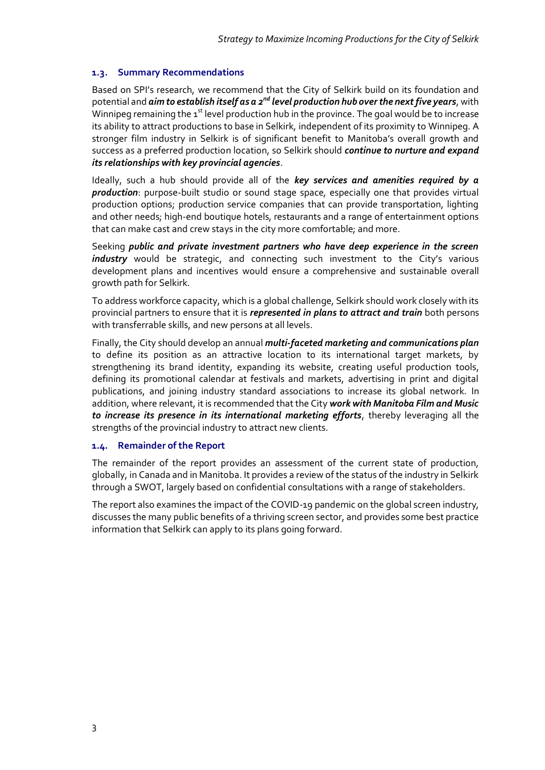### 1.3. Summary Recommendations

Based on SPI's research, we recommend that the City of Selkirk build on its foundation and potential and ***aim to establish itself as a 2nd level production hub over the next five years***, with Winnipeg remaining the 1st level production hub in the province. The goal would be to increase its ability to attract productions to base in Selkirk, independent of its proximity to Winnipeg. A stronger film industry in Selkirk is of significant benefit to Manitoba's overall growth and success as a preferred production location, so Selkirk should ***continue to nurture and expand its relationships with key provincial agencies***.

Ideally, such a hub should provide all of the ***key services and amenities required by a production***: purpose-built studio or sound stage space, especially one that provides virtual production options; production service companies that can provide transportation, lighting and other needs; high-end boutique hotels, restaurants and a range of entertainment options that can make cast and crew stays in the city more comfortable; and more.

Seeking ***public and private investment partners who have deep experience in the screen industry*** would be strategic, and connecting such investment to the City's various development plans and incentives would ensure a comprehensive and sustainable overall growth path for Selkirk.

To address workforce capacity, which is a global challenge, Selkirk should work closely with its provincial partners to ensure that it is ***represented in plans to attract and train*** both persons with transferrable skills, and new persons at all levels.

Finally, the City should develop an annual ***multi-faceted marketing and communications plan*** to define its position as an attractive location to its international target markets, by strengthening its brand identity, expanding its website, creating useful production tools, defining its promotional calendar at festivals and markets, advertising in print and digital publications, and joining industry standard associations to increase its global network. In addition, where relevant, it is recommended that the City ***work with Manitoba Film and Music to increase its presence in its international marketing efforts***, thereby leveraging all the strengths of the provincial industry to attract new clients.

### 1.4. Remainder of the Report

The remainder of the report provides an assessment of the current state of production, globally, in Canada and in Manitoba. It provides a review of the status of the industry in Selkirk through a SWOT, largely based on confidential consultations with a range of stakeholders.

The report also examines the impact of the COVID-19 pandemic on the global screen industry, discusses the many public benefits of a thriving screen sector, and provides some best practice information that Selkirk can apply to its plans going forward.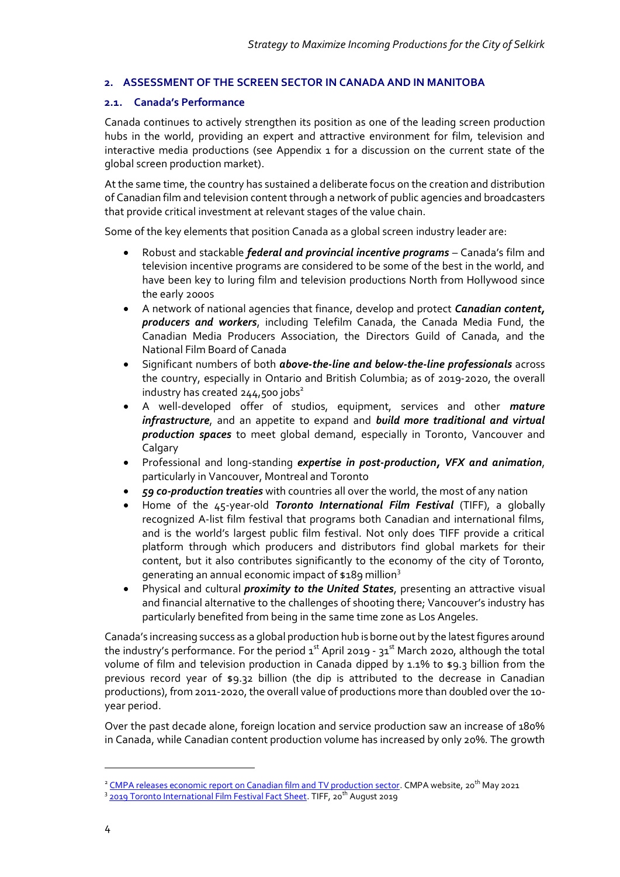## 2. ASSESSMENT OF THE SCREEN SECTOR IN CANADA AND IN MANITOBA

### 2.1. Canada's Performance

Canada continues to actively strengthen its position as one of the leading screen production hubs in the world, providing an expert and attractive environment for film, television and interactive media productions (see Appendix 1 for a discussion on the current state of the global screen production market).

At the same time, the country has sustained a deliberate focus on the creation and distribution of Canadian film and television content through a network of public agencies and broadcasters that provide critical investment at relevant stages of the value chain.

Some of the key elements that position Canada as a global screen industry leader are:

- Robust and stackable ***federal and provincial incentive programs*** – Canada's film and television incentive programs are considered to be some of the best in the world, and have been key to luring film and television productions North from Hollywood since the early 2000s
- A network of national agencies that finance, develop and protect ***Canadian content, producers and workers***, including Telefilm Canada, the Canada Media Fund, the Canadian Media Producers Association, the Directors Guild of Canada, and the National Film Board of Canada
- Significant numbers of both ***above-the-line and below-the-line professionals*** across the country, especially in Ontario and British Columbia; as of 2019-2020, the overall industry has created 244,500 jobs[2]
- A well-developed offer of studios, equipment, services and other ***mature infrastructure***, and an appetite to expand and ***build more traditional and virtual production spaces*** to meet global demand, especially in Toronto, Vancouver and Calgary
- Professional and long-standing ***expertise in post-production, VFX and animation***, particularly in Vancouver, Montreal and Toronto
- ***59 co-production treaties*** with countries all over the world, the most of any nation
- Home of the 45-year-old ***Toronto International Film Festival*** (TIFF), a globally recognized A-list film festival that programs both Canadian and international films, and is the world's largest public film festival. Not only does TIFF provide a critical platform through which producers and distributors find global markets for their content, but it also contributes significantly to the economy of the city of Toronto, generating an annual economic impact of $189 million[3]
- Physical and cultural ***proximity to the United States***, presenting an attractive visual and financial alternative to the challenges of shooting there; Vancouver's industry has particularly benefited from being in the same time zone as Los Angeles.

Canada's increasing success as a global production hub is borne out by the latest figures around the industry's performance. For the period 1st April 2019 - 31st March 2020, although the total volume of film and television production in Canada dipped by 1.1% to $9.3 billion from the previous record year of $9.32 billion (the dip is attributed to the decrease in Canadian productions), from 2011-2020, the overall value of productions more than doubled over the 10-year period.

Over the past decade alone, foreign location and service production saw an increase of 180% in Canada, while Canadian content production volume has increased by only 20%. The growth

---

[2] CMPA releases economic report on Canadian film and TV production sector. CMPA website, 20th May 2021

[3] 2019 Toronto International Film Festival Fact Sheet. TIFF, 20th August 2019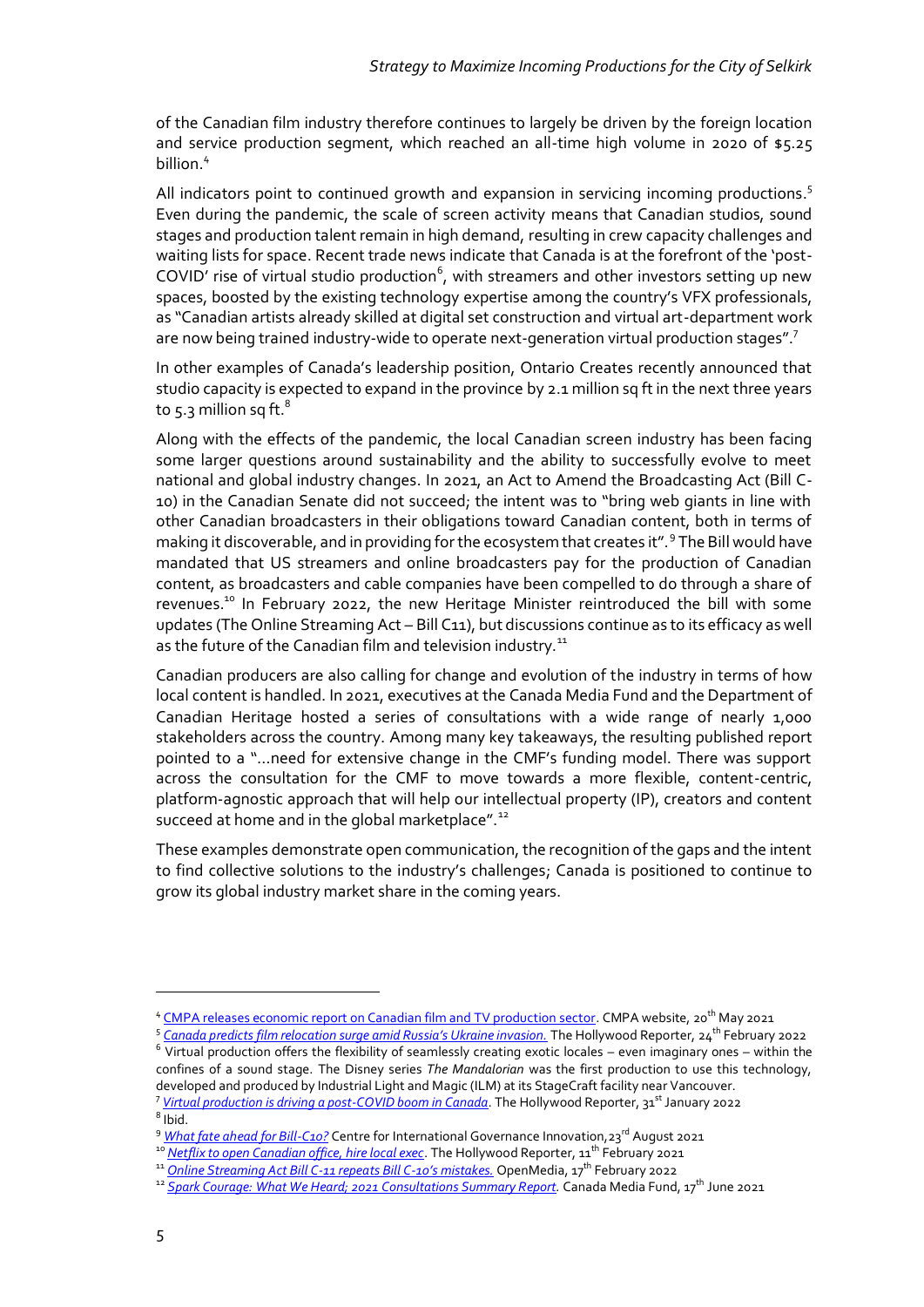of the Canadian film industry therefore continues to largely be driven by the foreign location and service production segment, which reached an all-time high volume in 2020 of $5.25 billion.[4]

All indicators point to continued growth and expansion in servicing incoming productions.[5] Even during the pandemic, the scale of screen activity means that Canadian studios, sound stages and production talent remain in high demand, resulting in crew capacity challenges and waiting lists for space. Recent trade news indicate that Canada is at the forefront of the 'post-COVID' rise of virtual studio production[6], with streamers and other investors setting up new spaces, boosted by the existing technology expertise among the country's VFX professionals, as "Canadian artists already skilled at digital set construction and virtual art-department work are now being trained industry-wide to operate next-generation virtual production stages".[7]

In other examples of Canada's leadership position, Ontario Creates recently announced that studio capacity is expected to expand in the province by 2.1 million sq ft in the next three years to 5.3 million sq ft.[8]

Along with the effects of the pandemic, the local Canadian screen industry has been facing some larger questions around sustainability and the ability to successfully evolve to meet national and global industry changes. In 2021, an Act to Amend the Broadcasting Act (Bill C-10) in the Canadian Senate did not succeed; the intent was to "bring web giants in line with other Canadian broadcasters in their obligations toward Canadian content, both in terms of making it discoverable, and in providing for the ecosystem that creates it".[9] The Bill would have mandated that US streamers and online broadcasters pay for the production of Canadian content, as broadcasters and cable companies have been compelled to do through a share of revenues.[10] In February 2022, the new Heritage Minister reintroduced the bill with some updates (The Online Streaming Act – Bill C11), but discussions continue as to its efficacy as well as the future of the Canadian film and television industry.[11]

Canadian producers are also calling for change and evolution of the industry in terms of how local content is handled. In 2021, executives at the Canada Media Fund and the Department of Canadian Heritage hosted a series of consultations with a wide range of nearly 1,000 stakeholders across the country. Among many key takeaways, the resulting published report pointed to a "…need for extensive change in the CMF's funding model. There was support across the consultation for the CMF to move towards a more flexible, content-centric, platform-agnostic approach that will help our intellectual property (IP), creators and content succeed at home and in the global marketplace".[12]

These examples demonstrate open communication, the recognition of the gaps and the intent to find collective solutions to the industry's challenges; Canada is positioned to continue to grow its global industry market share in the coming years.

---

[4] CMPA releases economic report on Canadian film and TV production sector. CMPA website, 20th May 2021

[5] *Canada predicts film relocation surge amid Russia's Ukraine invasion.* The Hollywood Reporter, 24th February 2022

[6] Virtual production offers the flexibility of seamlessly creating exotic locales – even imaginary ones – within the confines of a sound stage. The Disney series *The Mandalorian* was the first production to use this technology, developed and produced by Industrial Light and Magic (ILM) at its StageCraft facility near Vancouver.

[7] *Virtual production is driving a post-COVID boom in Canada*. The Hollywood Reporter, 31st January 2022

[8] Ibid.

[9] *What fate ahead for Bill-C10?* Centre for International Governance Innovation, 23rd August 2021

[10] *Netflix to open Canadian office, hire local exec*. The Hollywood Reporter, 11th February 2021

[11] *Online Streaming Act Bill C-11 repeats Bill C-10's mistakes.* OpenMedia, 17th February 2022

[12] *Spark Courage: What We Heard; 2021 Consultations Summary Report.* Canada Media Fund, 17th June 2021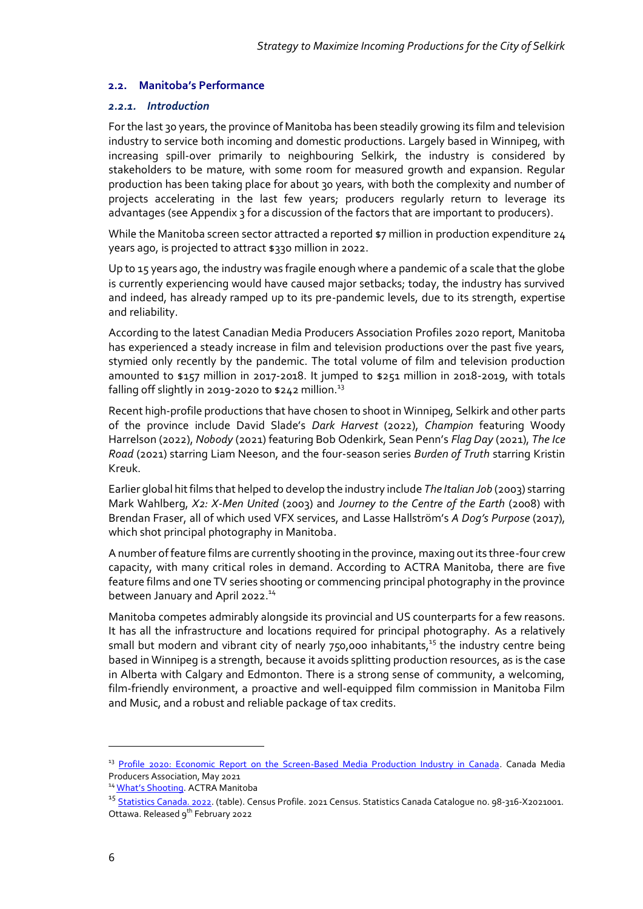### 2.2. Manitoba's Performance

#### *2.2.1. Introduction*

For the last 30 years, the province of Manitoba has been steadily growing its film and television industry to service both incoming and domestic productions. Largely based in Winnipeg, with increasing spill-over primarily to neighbouring Selkirk, the industry is considered by stakeholders to be mature, with some room for measured growth and expansion. Regular production has been taking place for about 30 years, with both the complexity and number of projects accelerating in the last few years; producers regularly return to leverage its advantages (see Appendix 3 for a discussion of the factors that are important to producers).

While the Manitoba screen sector attracted a reported $7 million in production expenditure 24 years ago, is projected to attract $330 million in 2022.

Up to 15 years ago, the industry was fragile enough where a pandemic of a scale that the globe is currently experiencing would have caused major setbacks; today, the industry has survived and indeed, has already ramped up to its pre-pandemic levels, due to its strength, expertise and reliability.

According to the latest Canadian Media Producers Association Profiles 2020 report, Manitoba has experienced a steady increase in film and television productions over the past five years, stymied only recently by the pandemic. The total volume of film and television production amounted to $157 million in 2017-2018. It jumped to $251 million in 2018-2019, with totals falling off slightly in 2019-2020 to $242 million.[13]

Recent high-profile productions that have chosen to shoot in Winnipeg, Selkirk and other parts of the province include David Slade's *Dark Harvest* (2022), *Champion* featuring Woody Harrelson (2022), *Nobody* (2021) featuring Bob Odenkirk, Sean Penn's *Flag Day* (2021), *The Ice Road* (2021) starring Liam Neeson, and the four-season series *Burden of Truth* starring Kristin Kreuk.

Earlier global hit films that helped to develop the industry include *The Italian Job* (2003) starring Mark Wahlberg, *X2: X-Men United* (2003) and *Journey to the Centre of the Earth* (2008) with Brendan Fraser, all of which used VFX services, and Lasse Hallström's *A Dog's Purpose* (2017), which shot principal photography in Manitoba.

A number of feature films are currently shooting in the province, maxing out its three-four crew capacity, with many critical roles in demand. According to ACTRA Manitoba, there are five feature films and one TV series shooting or commencing principal photography in the province between January and April 2022.[14]

Manitoba competes admirably alongside its provincial and US counterparts for a few reasons. It has all the infrastructure and locations required for principal photography. As a relatively small but modern and vibrant city of nearly 750,000 inhabitants,[15] the industry centre being based in Winnipeg is a strength, because it avoids splitting production resources, as is the case in Alberta with Calgary and Edmonton. There is a strong sense of community, a welcoming, film-friendly environment, a proactive and well-equipped film commission in Manitoba Film and Music, and a robust and reliable package of tax credits.

---

[13] Profile 2020: Economic Report on the Screen-Based Media Production Industry in Canada. Canada Media Producers Association, May 2021

[14] What's Shooting. ACTRA Manitoba

[15] Statistics Canada. 2022. (table). Census Profile. 2021 Census. Statistics Canada Catalogue no. 98-316-X2021001. Ottawa. Released 9th February 2022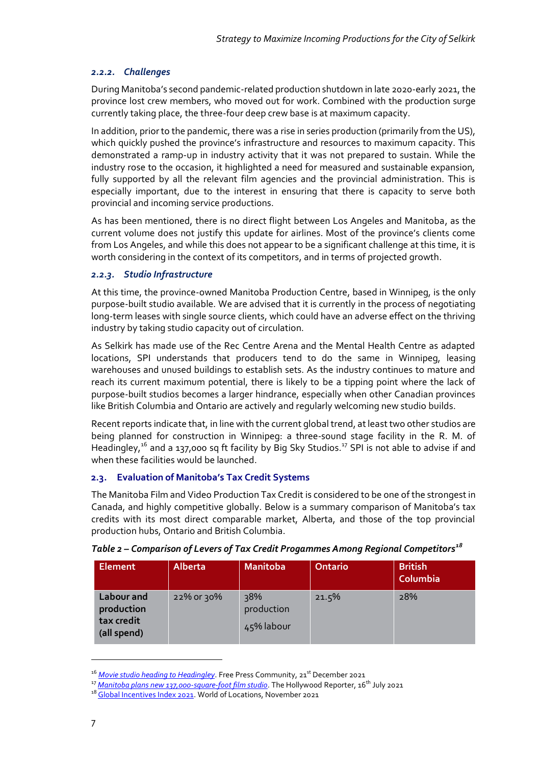### *2.2.2. Challenges*

During Manitoba's second pandemic-related production shutdown in late 2020-early 2021, the province lost crew members, who moved out for work. Combined with the production surge currently taking place, the three-four deep crew base is at maximum capacity.

In addition, prior to the pandemic, there was a rise in series production (primarily from the US), which quickly pushed the province's infrastructure and resources to maximum capacity. This demonstrated a ramp-up in industry activity that it was not prepared to sustain. While the industry rose to the occasion, it highlighted a need for measured and sustainable expansion, fully supported by all the relevant film agencies and the provincial administration. This is especially important, due to the interest in ensuring that there is capacity to serve both provincial and incoming service productions.

As has been mentioned, there is no direct flight between Los Angeles and Manitoba, as the current volume does not justify this update for airlines. Most of the province's clients come from Los Angeles, and while this does not appear to be a significant challenge at this time, it is worth considering in the context of its competitors, and in terms of projected growth.

### *2.2.3. Studio Infrastructure*

At this time, the province-owned Manitoba Production Centre, based in Winnipeg, is the only purpose-built studio available. We are advised that it is currently in the process of negotiating long-term leases with single source clients, which could have an adverse effect on the thriving industry by taking studio capacity out of circulation.

As Selkirk has made use of the Rec Centre Arena and the Mental Health Centre as adapted locations, SPI understands that producers tend to do the same in Winnipeg, leasing warehouses and unused buildings to establish sets. As the industry continues to mature and reach its current maximum potential, there is likely to be a tipping point where the lack of purpose-built studios becomes a larger hindrance, especially when other Canadian provinces like British Columbia and Ontario are actively and regularly welcoming new studio builds.

Recent reports indicate that, in line with the current global trend, at least two other studios are being planned for construction in Winnipeg: a three-sound stage facility in the R. M. of Headingley,[16] and a 137,000 sq ft facility by Big Sky Studios.[17] SPI is not able to advise if and when these facilities would be launched.

## 2.3. Evaluation of Manitoba's Tax Credit Systems

The Manitoba Film and Video Production Tax Credit is considered to be one of the strongest in Canada, and highly competitive globally. Below is a summary comparison of Manitoba's tax credits with its most direct comparable market, Alberta, and those of the top provincial production hubs, Ontario and British Columbia.

***Table 2 – Comparison of Levers of Tax Credit Progammes Among Regional Competitors***[18]

| Element | Alberta | Manitoba | Ontario | British Columbia |
|---|---|---|---|---|
| **Labour and production tax credit (all spend)** | 22% or 30% | 38% production<br>45% labour | 21.5% | 28% |

[16] *Movie studio heading to Headingley*. Free Press Community, 21st December 2021

[17] *Manitoba plans new 137,000-square-foot film studio*. The Hollywood Reporter, 16th July 2021

[18] Global Incentives Index 2021. World of Locations, November 2021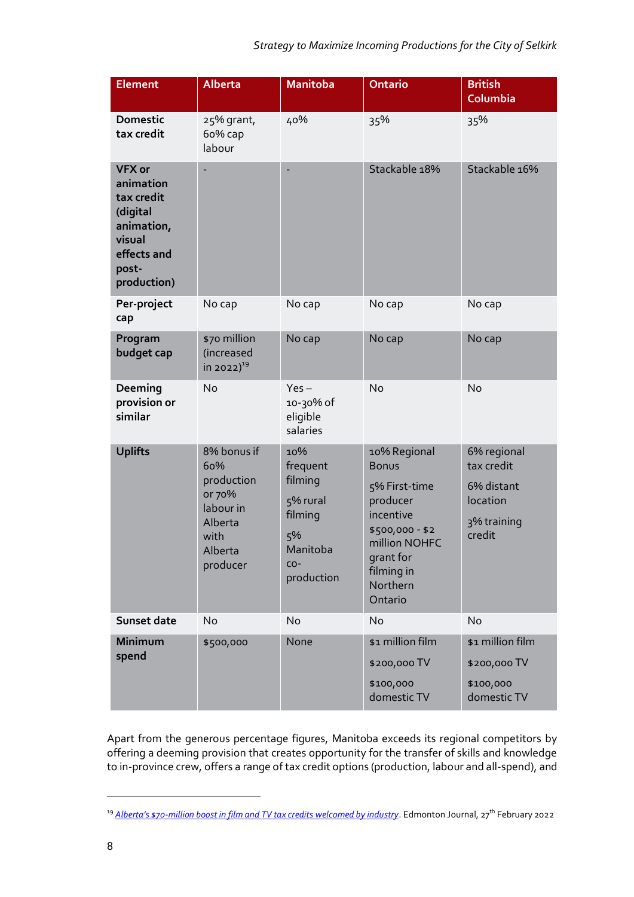| Element | Alberta | Manitoba | Ontario | British Columbia |
|---|---|---|---|---|
| **Domestic tax credit** | 25% grant, 60% cap labour | 40% | 35% | 35% |
| **VFX or animation tax credit (digital animation, visual effects and post-production)** | - | - | Stackable 18% | Stackable 16% |
| **Per-project cap** | No cap | No cap | No cap | No cap |
| **Program budget cap** | $70 million (increased in 2022)[19] | No cap | No cap | No cap |
| **Deeming provision or similar** | No | Yes – 10-30% of eligible salaries | No | No |
| **Uplifts** | 8% bonus if 60% production or 70% labour in Alberta with Alberta producer | 10% frequent filming<br>5% rural filming<br>5% Manitoba co-production | 10% Regional Bonus<br>5% First-time producer incentive<br>$500,000 - $2 million NOHFC grant for filming in Northern Ontario | 6% regional tax credit<br>6% distant location<br>3% training credit |
| **Sunset date** | No | No | No | No |
| **Minimum spend** | $500,000 | None | $1 million film<br>$200,000 TV<br>$100,000 domestic TV | $1 million film<br>$200,000 TV<br>$100,000 domestic TV |

Apart from the generous percentage figures, Manitoba exceeds its regional competitors by offering a deeming provision that creates opportunity for the transfer of skills and knowledge to in-province crew, offers a range of tax credit options (production, labour and all-spend), and

[19] *Alberta's $70-million boost in film and TV tax credits welcomed by industry*. Edmonton Journal, 27th February 2022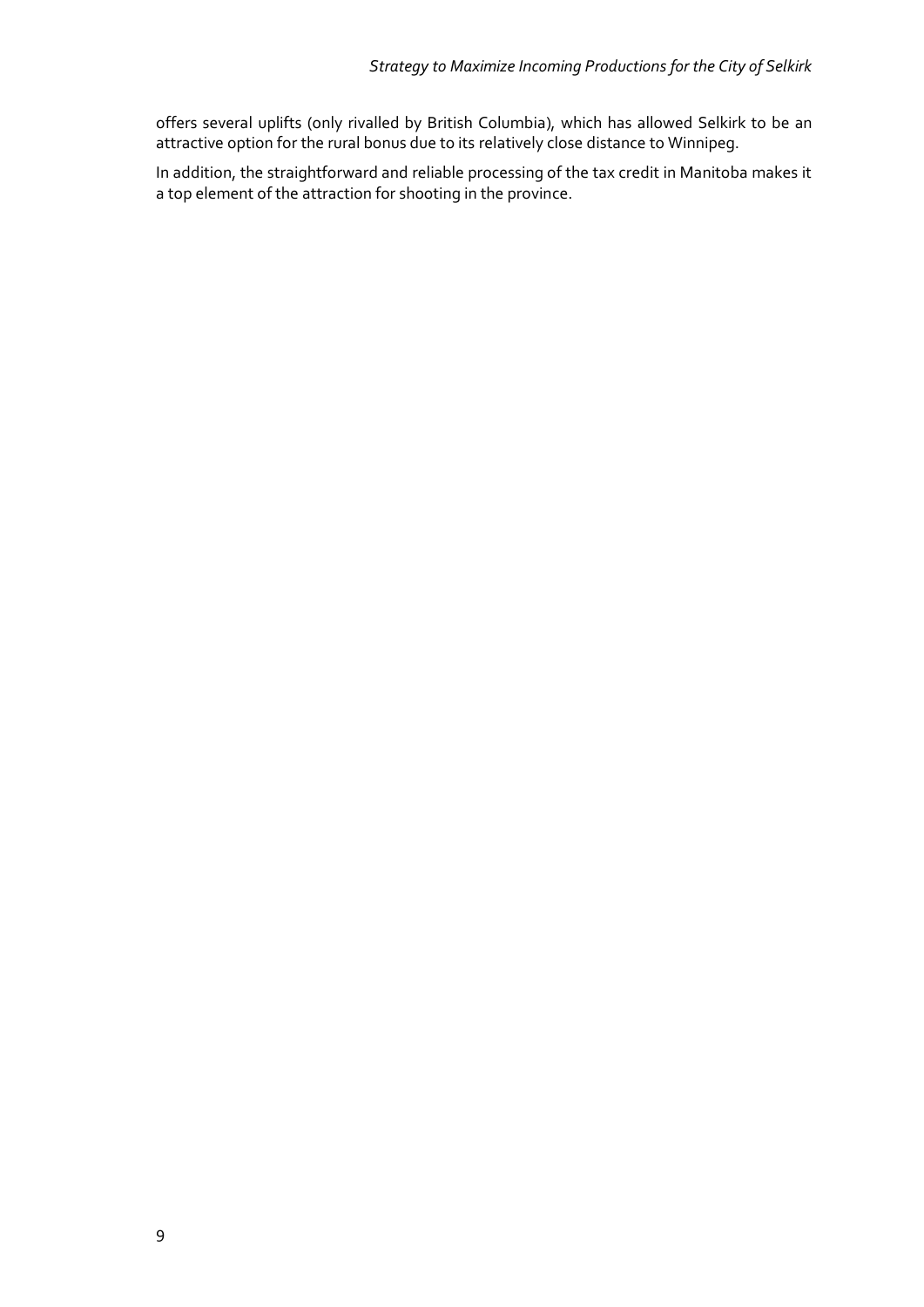offers several uplifts (only rivalled by British Columbia), which has allowed Selkirk to be an attractive option for the rural bonus due to its relatively close distance to Winnipeg.

In addition, the straightforward and reliable processing of the tax credit in Manitoba makes it a top element of the attraction for shooting in the province.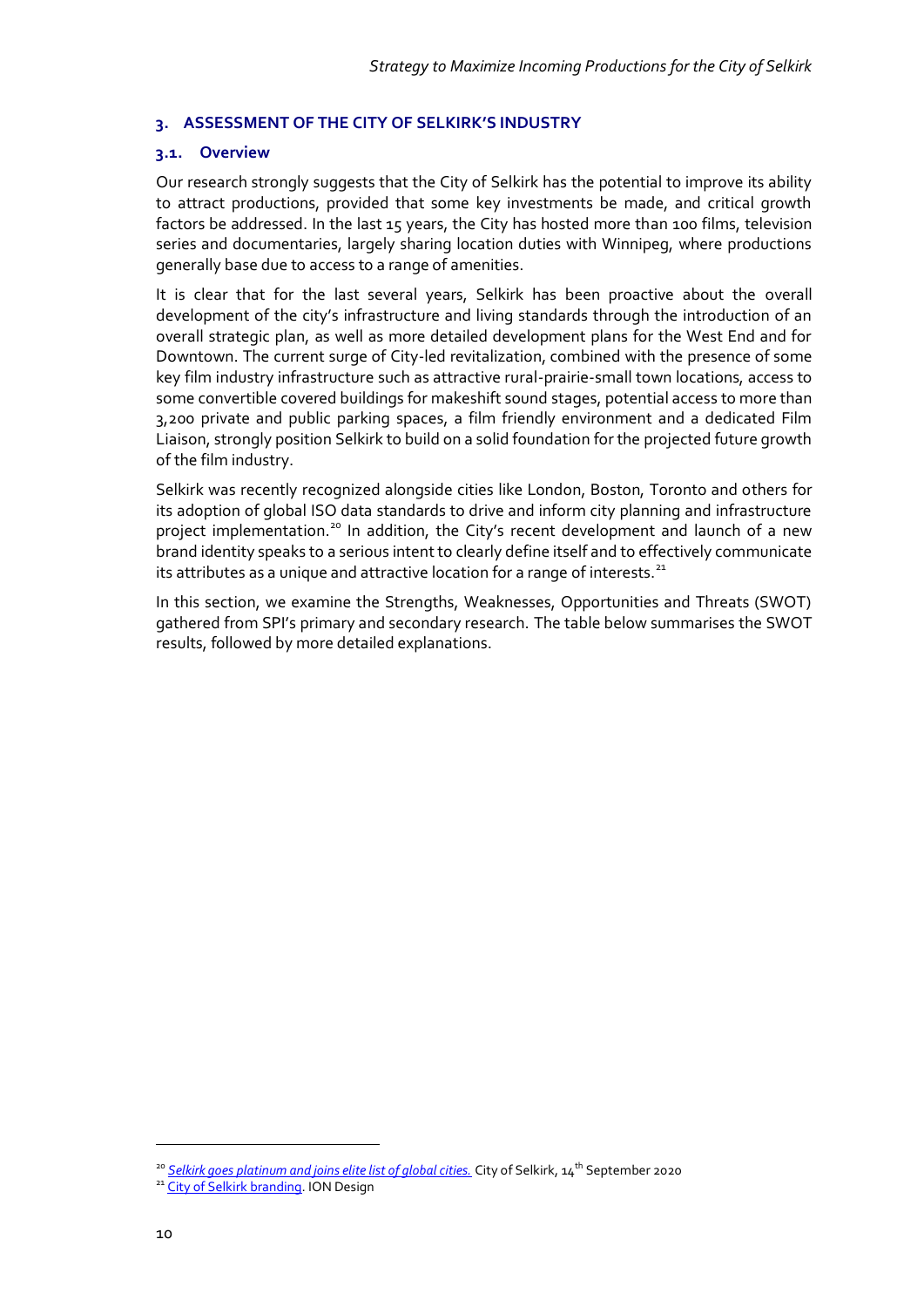## 3. ASSESSMENT OF THE CITY OF SELKIRK'S INDUSTRY

### 3.1. Overview

Our research strongly suggests that the City of Selkirk has the potential to improve its ability to attract productions, provided that some key investments be made, and critical growth factors be addressed. In the last 15 years, the City has hosted more than 100 films, television series and documentaries, largely sharing location duties with Winnipeg, where productions generally base due to access to a range of amenities.

It is clear that for the last several years, Selkirk has been proactive about the overall development of the city's infrastructure and living standards through the introduction of an overall strategic plan, as well as more detailed development plans for the West End and for Downtown. The current surge of City-led revitalization, combined with the presence of some key film industry infrastructure such as attractive rural-prairie-small town locations, access to some convertible covered buildings for makeshift sound stages, potential access to more than 3,200 private and public parking spaces, a film friendly environment and a dedicated Film Liaison, strongly position Selkirk to build on a solid foundation for the projected future growth of the film industry.

Selkirk was recently recognized alongside cities like London, Boston, Toronto and others for its adoption of global ISO data standards to drive and inform city planning and infrastructure project implementation.[20] In addition, the City's recent development and launch of a new brand identity speaks to a serious intent to clearly define itself and to effectively communicate its attributes as a unique and attractive location for a range of interests.[21]

In this section, we examine the Strengths, Weaknesses, Opportunities and Threats (SWOT) gathered from SPI's primary and secondary research. The table below summarises the SWOT results, followed by more detailed explanations.

---

[20] *Selkirk goes platinum and joins elite list of global cities.* City of Selkirk, 14th September 2020

[21] City of Selkirk branding. ION Design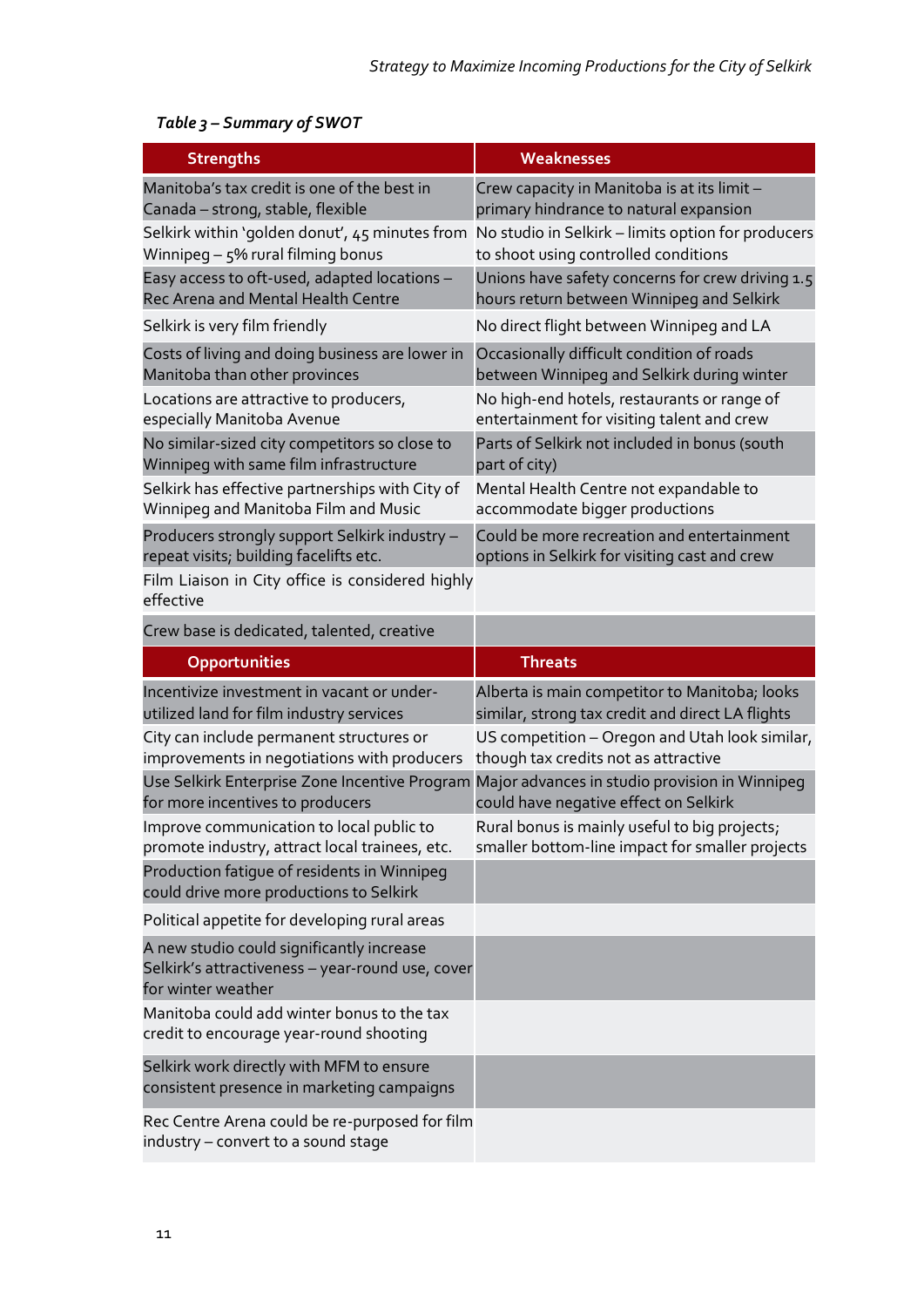*Table 3 – Summary of SWOT*

| Strengths | Weaknesses |
|---|---|
| Manitoba's tax credit is one of the best in Canada – strong, stable, flexible | Crew capacity in Manitoba is at its limit – primary hindrance to natural expansion |
| Selkirk within 'golden donut', 45 minutes from Winnipeg – 5% rural filming bonus | No studio in Selkirk – limits option for producers to shoot using controlled conditions |
| Easy access to oft-used, adapted locations – Rec Arena and Mental Health Centre | Unions have safety concerns for crew driving 1.5 hours return between Winnipeg and Selkirk |
| Selkirk is very film friendly | No direct flight between Winnipeg and LA |
| Costs of living and doing business are lower in Manitoba than other provinces | Occasionally difficult condition of roads between Winnipeg and Selkirk during winter |
| Locations are attractive to producers, especially Manitoba Avenue | No high-end hotels, restaurants or range of entertainment for visiting talent and crew |
| No similar-sized city competitors so close to Winnipeg with same film infrastructure | Parts of Selkirk not included in bonus (south part of city) |
| Selkirk has effective partnerships with City of Winnipeg and Manitoba Film and Music | Mental Health Centre not expandable to accommodate bigger productions |
| Producers strongly support Selkirk industry – repeat visits; building facelifts etc. | Could be more recreation and entertainment options in Selkirk for visiting cast and crew |
| Film Liaison in City office is considered highly effective | |
| Crew base is dedicated, talented, creative | |
| **Opportunities** | **Threats** |
| Incentivize investment in vacant or under-utilized land for film industry services | Alberta is main competitor to Manitoba; looks similar, strong tax credit and direct LA flights |
| City can include permanent structures or improvements in negotiations with producers | US competition – Oregon and Utah look similar, though tax credits not as attractive |
| Use Selkirk Enterprise Zone Incentive Program for more incentives to producers | Major advances in studio provision in Winnipeg could have negative effect on Selkirk |
| Improve communication to local public to promote industry, attract local trainees, etc. | Rural bonus is mainly useful to big projects; smaller bottom-line impact for smaller projects |
| Production fatigue of residents in Winnipeg could drive more productions to Selkirk | |
| Political appetite for developing rural areas | |
| A new studio could significantly increase Selkirk's attractiveness – year-round use, cover for winter weather | |
| Manitoba could add winter bonus to the tax credit to encourage year-round shooting | |
| Selkirk work directly with MFM to ensure consistent presence in marketing campaigns | |
| Rec Centre Arena could be re-purposed for film industry – convert to a sound stage | |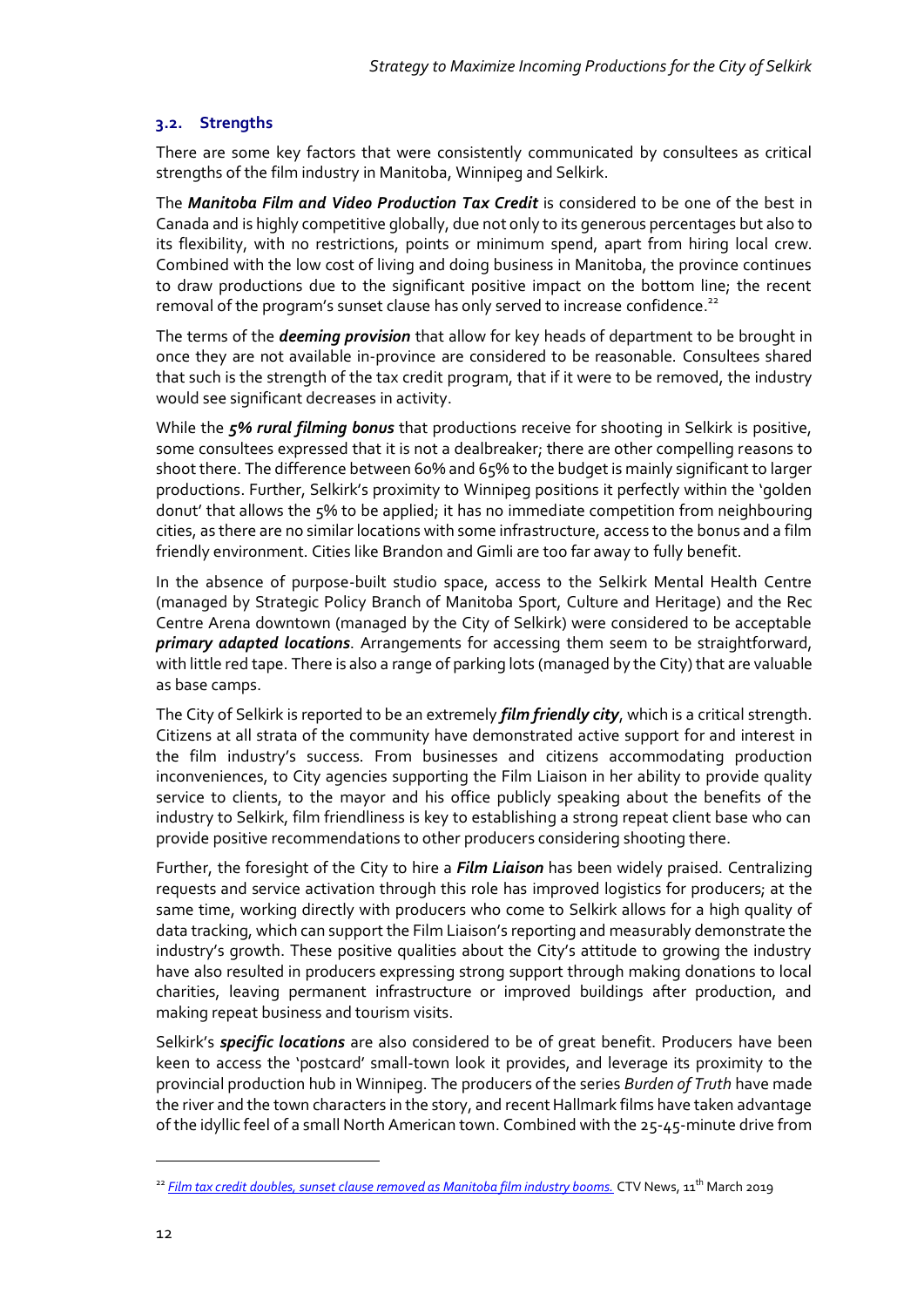### 3.2. Strengths

There are some key factors that were consistently communicated by consultees as critical strengths of the film industry in Manitoba, Winnipeg and Selkirk.

The ***Manitoba Film and Video Production Tax Credit*** is considered to be one of the best in Canada and is highly competitive globally, due not only to its generous percentages but also to its flexibility, with no restrictions, points or minimum spend, apart from hiring local crew. Combined with the low cost of living and doing business in Manitoba, the province continues to draw productions due to the significant positive impact on the bottom line; the recent removal of the program's sunset clause has only served to increase confidence.[22]

The terms of the ***deeming provision*** that allow for key heads of department to be brought in once they are not available in-province are considered to be reasonable. Consultees shared that such is the strength of the tax credit program, that if it were to be removed, the industry would see significant decreases in activity.

While the ***5% rural filming bonus*** that productions receive for shooting in Selkirk is positive, some consultees expressed that it is not a dealbreaker; there are other compelling reasons to shoot there. The difference between 60% and 65% to the budget is mainly significant to larger productions. Further, Selkirk's proximity to Winnipeg positions it perfectly within the 'golden donut' that allows the 5% to be applied; it has no immediate competition from neighbouring cities, as there are no similar locations with some infrastructure, access to the bonus and a film friendly environment. Cities like Brandon and Gimli are too far away to fully benefit.

In the absence of purpose-built studio space, access to the Selkirk Mental Health Centre (managed by Strategic Policy Branch of Manitoba Sport, Culture and Heritage) and the Rec Centre Arena downtown (managed by the City of Selkirk) were considered to be acceptable ***primary adapted locations***. Arrangements for accessing them seem to be straightforward, with little red tape. There is also a range of parking lots (managed by the City) that are valuable as base camps.

The City of Selkirk is reported to be an extremely ***film friendly city***, which is a critical strength. Citizens at all strata of the community have demonstrated active support for and interest in the film industry's success. From businesses and citizens accommodating production inconveniences, to City agencies supporting the Film Liaison in her ability to provide quality service to clients, to the mayor and his office publicly speaking about the benefits of the industry to Selkirk, film friendliness is key to establishing a strong repeat client base who can provide positive recommendations to other producers considering shooting there.

Further, the foresight of the City to hire a ***Film Liaison*** has been widely praised. Centralizing requests and service activation through this role has improved logistics for producers; at the same time, working directly with producers who come to Selkirk allows for a high quality of data tracking, which can support the Film Liaison's reporting and measurably demonstrate the industry's growth. These positive qualities about the City's attitude to growing the industry have also resulted in producers expressing strong support through making donations to local charities, leaving permanent infrastructure or improved buildings after production, and making repeat business and tourism visits.

Selkirk's ***specific locations*** are also considered to be of great benefit. Producers have been keen to access the 'postcard' small-town look it provides, and leverage its proximity to the provincial production hub in Winnipeg. The producers of the series *Burden of Truth* have made the river and the town characters in the story, and recent Hallmark films have taken advantage of the idyllic feel of a small North American town. Combined with the 25-45-minute drive from

---

[22] *Film tax credit doubles, sunset clause removed as Manitoba film industry booms.* CTV News, 11th March 2019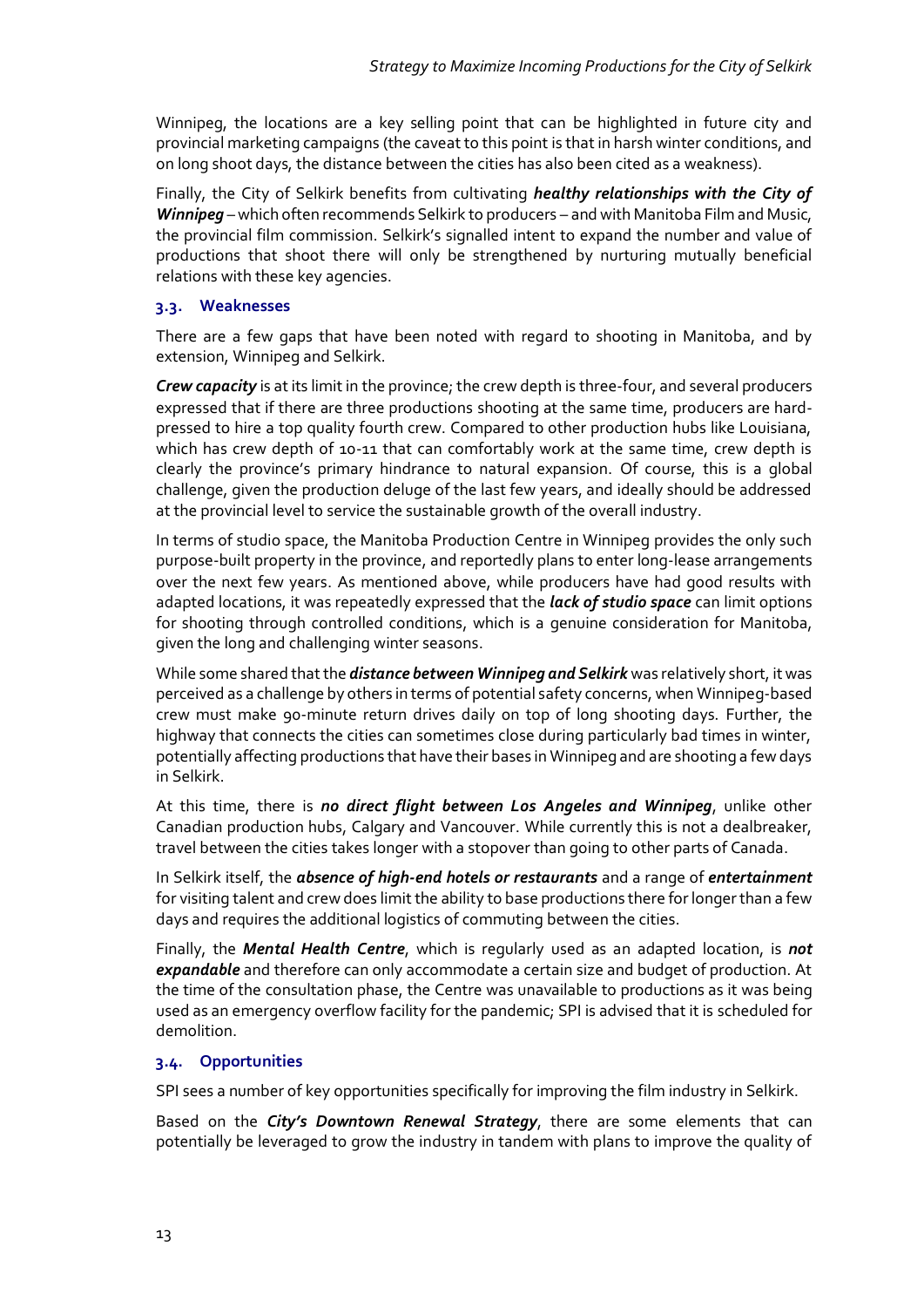Winnipeg, the locations are a key selling point that can be highlighted in future city and provincial marketing campaigns (the caveat to this point is that in harsh winter conditions, and on long shoot days, the distance between the cities has also been cited as a weakness).

Finally, the City of Selkirk benefits from cultivating ***healthy relationships with the City of Winnipeg*** – which often recommends Selkirk to producers – and with Manitoba Film and Music, the provincial film commission. Selkirk's signalled intent to expand the number and value of productions that shoot there will only be strengthened by nurturing mutually beneficial relations with these key agencies.

### 3.3. Weaknesses

There are a few gaps that have been noted with regard to shooting in Manitoba, and by extension, Winnipeg and Selkirk.

***Crew capacity*** is at its limit in the province; the crew depth is three-four, and several producers expressed that if there are three productions shooting at the same time, producers are hard-pressed to hire a top quality fourth crew. Compared to other production hubs like Louisiana, which has crew depth of 10-11 that can comfortably work at the same time, crew depth is clearly the province's primary hindrance to natural expansion. Of course, this is a global challenge, given the production deluge of the last few years, and ideally should be addressed at the provincial level to service the sustainable growth of the overall industry.

In terms of studio space, the Manitoba Production Centre in Winnipeg provides the only such purpose-built property in the province, and reportedly plans to enter long-lease arrangements over the next few years. As mentioned above, while producers have had good results with adapted locations, it was repeatedly expressed that the ***lack of studio space*** can limit options for shooting through controlled conditions, which is a genuine consideration for Manitoba, given the long and challenging winter seasons.

While some shared that the ***distance between Winnipeg and Selkirk*** was relatively short, it was perceived as a challenge by others in terms of potential safety concerns, when Winnipeg-based crew must make 90-minute return drives daily on top of long shooting days. Further, the highway that connects the cities can sometimes close during particularly bad times in winter, potentially affecting productions that have their bases in Winnipeg and are shooting a few days in Selkirk.

At this time, there is ***no direct flight between Los Angeles and Winnipeg***, unlike other Canadian production hubs, Calgary and Vancouver. While currently this is not a dealbreaker, travel between the cities takes longer with a stopover than going to other parts of Canada.

In Selkirk itself, the ***absence of high-end hotels or restaurants*** and a range of ***entertainment*** for visiting talent and crew does limit the ability to base productions there for longer than a few days and requires the additional logistics of commuting between the cities.

Finally, the ***Mental Health Centre***, which is regularly used as an adapted location, is ***not expandable*** and therefore can only accommodate a certain size and budget of production. At the time of the consultation phase, the Centre was unavailable to productions as it was being used as an emergency overflow facility for the pandemic; SPI is advised that it is scheduled for demolition.

### 3.4. Opportunities

SPI sees a number of key opportunities specifically for improving the film industry in Selkirk.

Based on the ***City's Downtown Renewal Strategy***, there are some elements that can potentially be leveraged to grow the industry in tandem with plans to improve the quality of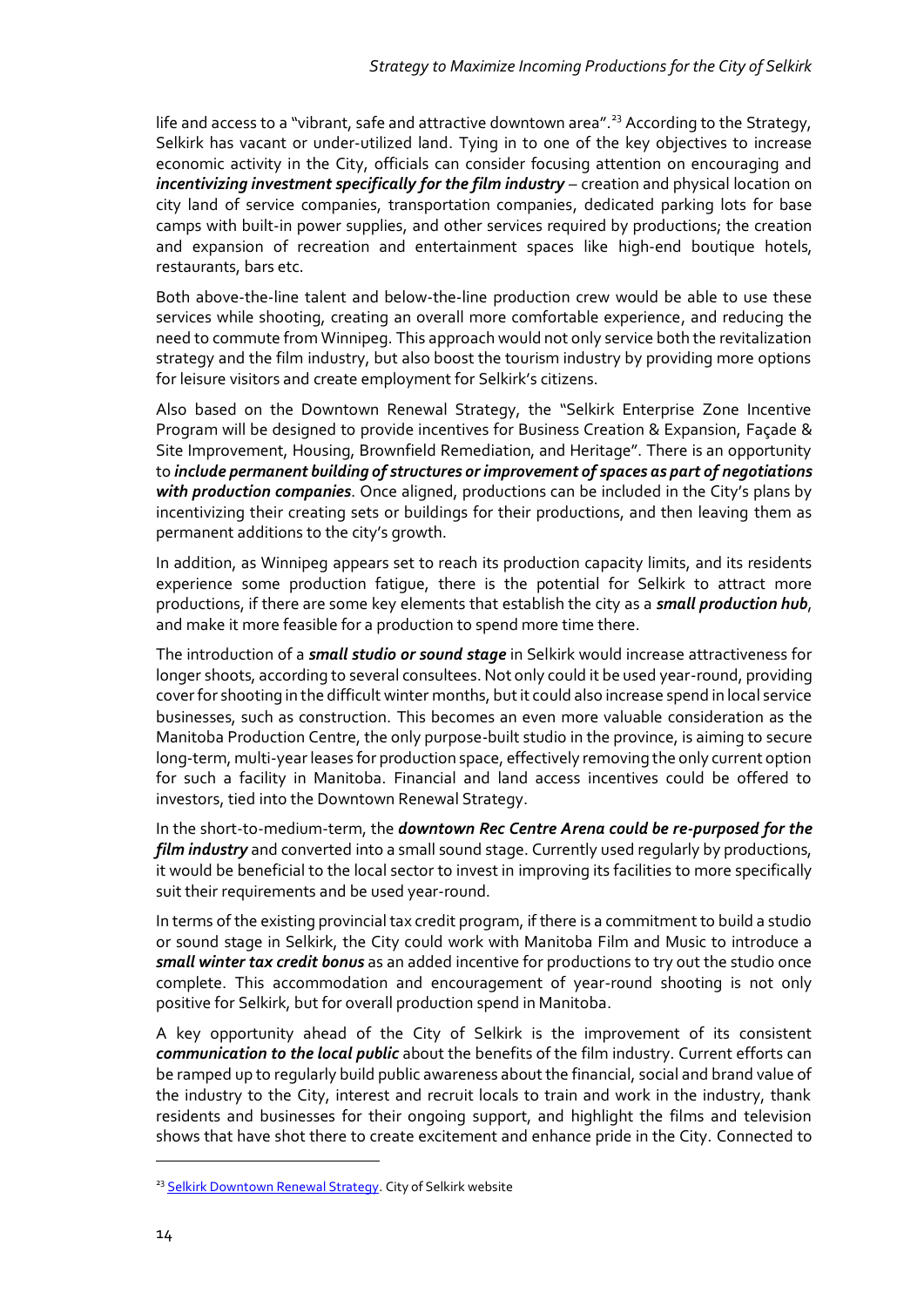life and access to a "vibrant, safe and attractive downtown area".[23] According to the Strategy, Selkirk has vacant or under-utilized land. Tying in to one of the key objectives to increase economic activity in the City, officials can consider focusing attention on encouraging and ***incentivizing investment specifically for the film industry*** – creation and physical location on city land of service companies, transportation companies, dedicated parking lots for base camps with built-in power supplies, and other services required by productions; the creation and expansion of recreation and entertainment spaces like high-end boutique hotels, restaurants, bars etc.

Both above-the-line talent and below-the-line production crew would be able to use these services while shooting, creating an overall more comfortable experience, and reducing the need to commute from Winnipeg. This approach would not only service both the revitalization strategy and the film industry, but also boost the tourism industry by providing more options for leisure visitors and create employment for Selkirk's citizens.

Also based on the Downtown Renewal Strategy, the "Selkirk Enterprise Zone Incentive Program will be designed to provide incentives for Business Creation & Expansion, Façade & Site Improvement, Housing, Brownfield Remediation, and Heritage". There is an opportunity to ***include permanent building of structures or improvement of spaces as part of negotiations with production companies***. Once aligned, productions can be included in the City's plans by incentivizing their creating sets or buildings for their productions, and then leaving them as permanent additions to the city's growth.

In addition, as Winnipeg appears set to reach its production capacity limits, and its residents experience some production fatigue, there is the potential for Selkirk to attract more productions, if there are some key elements that establish the city as a ***small production hub***, and make it more feasible for a production to spend more time there.

The introduction of a ***small studio or sound stage*** in Selkirk would increase attractiveness for longer shoots, according to several consultees. Not only could it be used year-round, providing cover for shooting in the difficult winter months, but it could also increase spend in local service businesses, such as construction. This becomes an even more valuable consideration as the Manitoba Production Centre, the only purpose-built studio in the province, is aiming to secure long-term, multi-year leases for production space, effectively removing the only current option for such a facility in Manitoba. Financial and land access incentives could be offered to investors, tied into the Downtown Renewal Strategy.

In the short-to-medium-term, the ***downtown Rec Centre Arena could be re-purposed for the film industry*** and converted into a small sound stage. Currently used regularly by productions, it would be beneficial to the local sector to invest in improving its facilities to more specifically suit their requirements and be used year-round.

In terms of the existing provincial tax credit program, if there is a commitment to build a studio or sound stage in Selkirk, the City could work with Manitoba Film and Music to introduce a ***small winter tax credit bonus*** as an added incentive for productions to try out the studio once complete. This accommodation and encouragement of year-round shooting is not only positive for Selkirk, but for overall production spend in Manitoba.

A key opportunity ahead of the City of Selkirk is the improvement of its consistent ***communication to the local public*** about the benefits of the film industry. Current efforts can be ramped up to regularly build public awareness about the financial, social and brand value of the industry to the City, interest and recruit locals to train and work in the industry, thank residents and businesses for their ongoing support, and highlight the films and television shows that have shot there to create excitement and enhance pride in the City. Connected to

---

[23] Selkirk Downtown Renewal Strategy. City of Selkirk website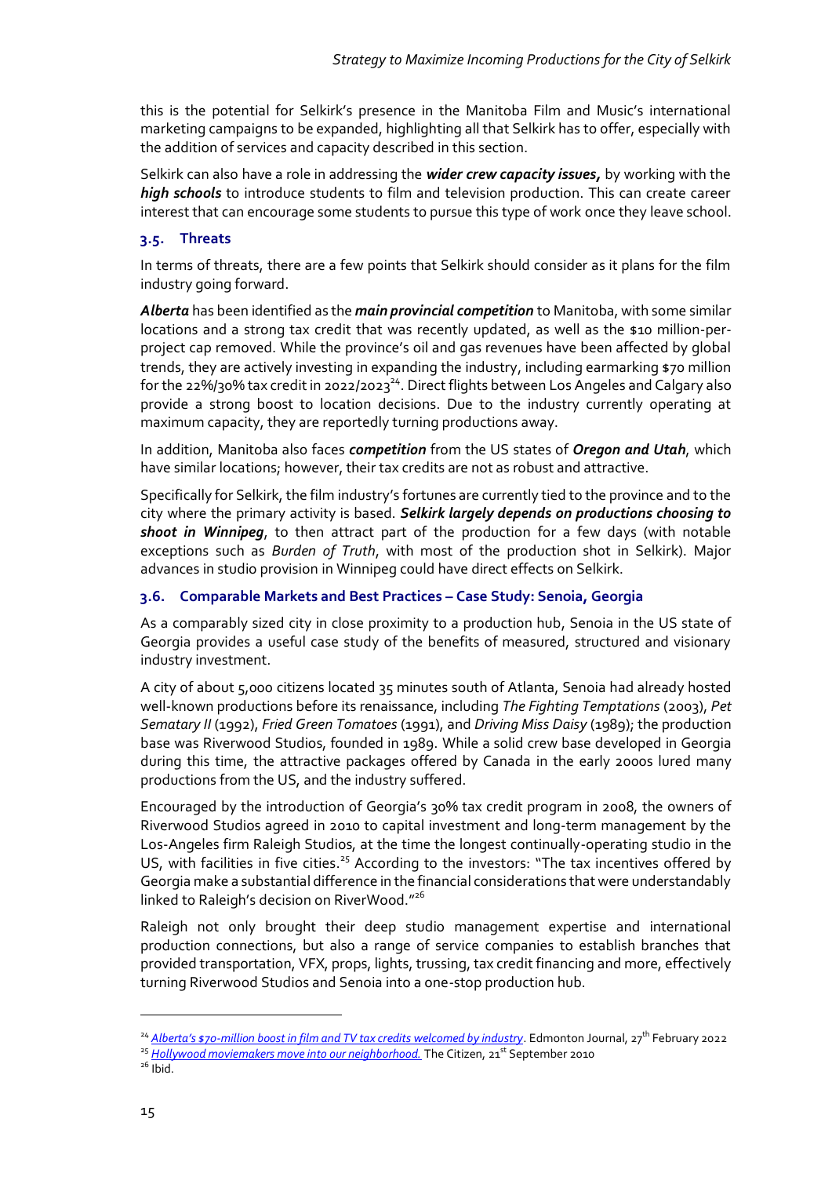this is the potential for Selkirk's presence in the Manitoba Film and Music's international marketing campaigns to be expanded, highlighting all that Selkirk has to offer, especially with the addition of services and capacity described in this section.

Selkirk can also have a role in addressing the ***wider crew capacity issues,*** by working with the ***high schools*** to introduce students to film and television production. This can create career interest that can encourage some students to pursue this type of work once they leave school.

### 3.5. Threats

In terms of threats, there are a few points that Selkirk should consider as it plans for the film industry going forward.

***Alberta*** has been identified as the ***main provincial competition*** to Manitoba, with some similar locations and a strong tax credit that was recently updated, as well as the $10 million-per-project cap removed. While the province's oil and gas revenues have been affected by global trends, they are actively investing in expanding the industry, including earmarking $70 million for the 22%/30% tax credit in 2022/2023[24]. Direct flights between Los Angeles and Calgary also provide a strong boost to location decisions. Due to the industry currently operating at maximum capacity, they are reportedly turning productions away.

In addition, Manitoba also faces ***competition*** from the US states of ***Oregon and Utah***, which have similar locations; however, their tax credits are not as robust and attractive.

Specifically for Selkirk, the film industry's fortunes are currently tied to the province and to the city where the primary activity is based. ***Selkirk largely depends on productions choosing to shoot in Winnipeg***, to then attract part of the production for a few days (with notable exceptions such as *Burden of Truth*, with most of the production shot in Selkirk). Major advances in studio provision in Winnipeg could have direct effects on Selkirk.

### 3.6. Comparable Markets and Best Practices – Case Study: Senoia, Georgia

As a comparably sized city in close proximity to a production hub, Senoia in the US state of Georgia provides a useful case study of the benefits of measured, structured and visionary industry investment.

A city of about 5,000 citizens located 35 minutes south of Atlanta, Senoia had already hosted well-known productions before its renaissance, including *The Fighting Temptations* (2003), *Pet Sematary II* (1992), *Fried Green Tomatoes* (1991), and *Driving Miss Daisy* (1989); the production base was Riverwood Studios, founded in 1989. While a solid crew base developed in Georgia during this time, the attractive packages offered by Canada in the early 2000s lured many productions from the US, and the industry suffered.

Encouraged by the introduction of Georgia's 30% tax credit program in 2008, the owners of Riverwood Studios agreed in 2010 to capital investment and long-term management by the Los-Angeles firm Raleigh Studios, at the time the longest continually-operating studio in the US, with facilities in five cities.[25] According to the investors: "The tax incentives offered by Georgia make a substantial difference in the financial considerations that were understandably linked to Raleigh's decision on RiverWood."[26]

Raleigh not only brought their deep studio management expertise and international production connections, but also a range of service companies to establish branches that provided transportation, VFX, props, lights, trussing, tax credit financing and more, effectively turning Riverwood Studios and Senoia into a one-stop production hub.

---

[24] *Alberta's $70-million boost in film and TV tax credits welcomed by industry*. Edmonton Journal, 27th February 2022

[25] *Hollywood moviemakers move into our neighborhood.* The Citizen, 21st September 2010

[26] Ibid.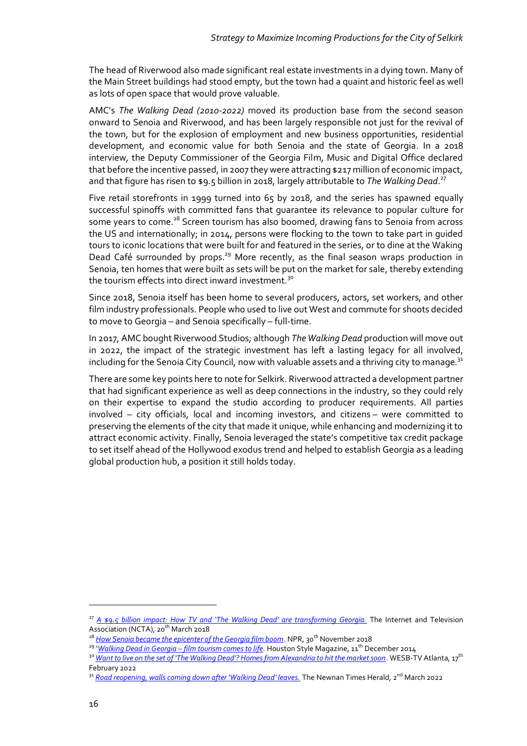The head of Riverwood also made significant real estate investments in a dying town. Many of the Main Street buildings had stood empty, but the town had a quaint and historic feel as well as lots of open space that would prove valuable.

AMC's *The Walking Dead (2010-2022)* moved its production base from the second season onward to Senoia and Riverwood, and has been largely responsible not just for the revival of the town, but for the explosion of employment and new business opportunities, residential development, and economic value for both Senoia and the state of Georgia. In a 2018 interview, the Deputy Commissioner of the Georgia Film, Music and Digital Office declared that before the incentive passed, in 2007 they were attracting $217 million of economic impact, and that figure has risen to $9.5 billion in 2018, largely attributable to *The Walking Dead*.[27]

Five retail storefronts in 1999 turned into 65 by 2018, and the series has spawned equally successful spinoffs with committed fans that guarantee its relevance to popular culture for some years to come.[28] Screen tourism has also boomed, drawing fans to Senoia from across the US and internationally; in 2014, persons were flocking to the town to take part in guided tours to iconic locations that were built for and featured in the series, or to dine at the Waking Dead Café surrounded by props.[29] More recently, as the final season wraps production in Senoia, ten homes that were built as sets will be put on the market for sale, thereby extending the tourism effects into direct inward investment.[30]

Since 2018, Senoia itself has been home to several producers, actors, set workers, and other film industry professionals. People who used to live out West and commute for shoots decided to move to Georgia – and Senoia specifically – full-time.

In 2017, AMC bought Riverwood Studios; although *The Walking Dead* production will move out in 2022, the impact of the strategic investment has left a lasting legacy for all involved, including for the Senoia City Council, now with valuable assets and a thriving city to manage.[31]

There are some key points here to note for Selkirk. Riverwood attracted a development partner that had significant experience as well as deep connections in the industry, so they could rely on their expertise to expand the studio according to producer requirements. All parties involved – city officials, local and incoming investors, and citizens – were committed to preserving the elements of the city that made it unique, while enhancing and modernizing it to attract economic activity. Finally, Senoia leveraged the state's competitive tax credit package to set itself ahead of the Hollywood exodus trend and helped to establish Georgia as a leading global production hub, a position it still holds today.

---

[27] *A $9.5 billion impact: How TV and 'The Walking Dead' are transforming Georgia.* The Internet and Television Association (NCTA), 20th March 2018

[28] *How Senoia became the epicenter of the Georgia film boom*. NPR, 30th November 2018

[29] '*Walking Dead in Georgia – film tourism comes to life.* Houston Style Magazine, 11th December 2014

[30] *Want to live on the set of 'The Walking Dead'? Homes from Alexandria to hit the market soon*. WESB-TV Atlanta, 17th February 2022

[31] *Road reopening, walls coming down after 'Walking Dead' leaves.* The Newnan Times Herald, 2nd March 2022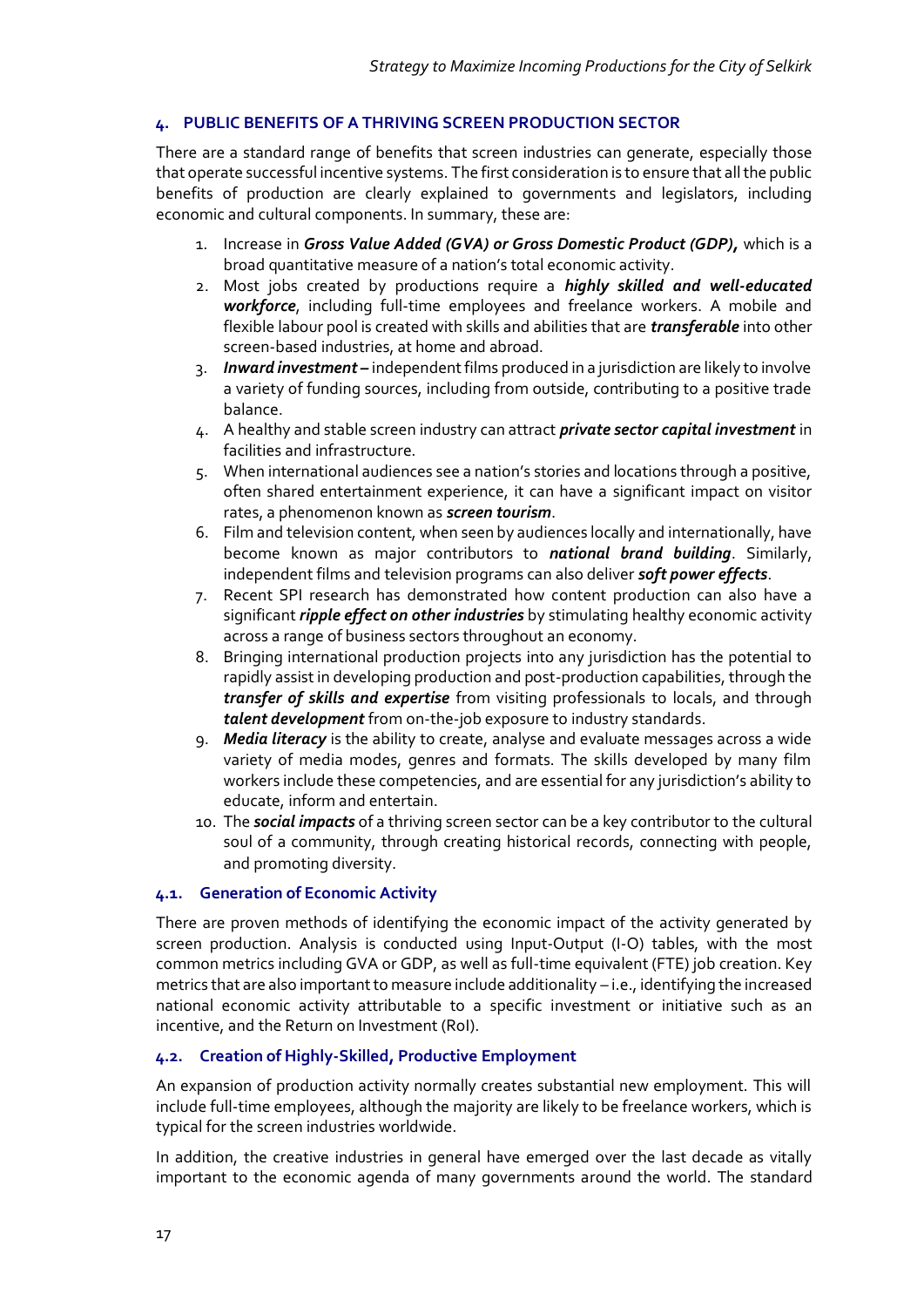## 4. PUBLIC BENEFITS OF A THRIVING SCREEN PRODUCTION SECTOR

There are a standard range of benefits that screen industries can generate, especially those that operate successful incentive systems. The first consideration is to ensure that all the public benefits of production are clearly explained to governments and legislators, including economic and cultural components. In summary, these are:

1. Increase in ***Gross Value Added (GVA) or Gross Domestic Product (GDP),*** which is a broad quantitative measure of a nation's total economic activity.
2. Most jobs created by productions require a ***highly skilled and well-educated workforce***, including full-time employees and freelance workers. A mobile and flexible labour pool is created with skills and abilities that are ***transferable*** into other screen-based industries, at home and abroad.
3. ***Inward investment –*** independent films produced in a jurisdiction are likely to involve a variety of funding sources, including from outside, contributing to a positive trade balance.
4. A healthy and stable screen industry can attract ***private sector capital investment*** in facilities and infrastructure.
5. When international audiences see a nation's stories and locations through a positive, often shared entertainment experience, it can have a significant impact on visitor rates, a phenomenon known as ***screen tourism***.
6. Film and television content, when seen by audiences locally and internationally, have become known as major contributors to ***national brand building***. Similarly, independent films and television programs can also deliver ***soft power effects***.
7. Recent SPI research has demonstrated how content production can also have a significant ***ripple effect on other industries*** by stimulating healthy economic activity across a range of business sectors throughout an economy.
8. Bringing international production projects into any jurisdiction has the potential to rapidly assist in developing production and post-production capabilities, through the ***transfer of skills and expertise*** from visiting professionals to locals, and through ***talent development*** from on-the-job exposure to industry standards.
9. ***Media literacy*** is the ability to create, analyse and evaluate messages across a wide variety of media modes, genres and formats. The skills developed by many film workers include these competencies, and are essential for any jurisdiction's ability to educate, inform and entertain.
10. The ***social impacts*** of a thriving screen sector can be a key contributor to the cultural soul of a community, through creating historical records, connecting with people, and promoting diversity.

### 4.1. Generation of Economic Activity

There are proven methods of identifying the economic impact of the activity generated by screen production. Analysis is conducted using Input-Output (I-O) tables, with the most common metrics including GVA or GDP, as well as full-time equivalent (FTE) job creation. Key metrics that are also important to measure include additionality – i.e., identifying the increased national economic activity attributable to a specific investment or initiative such as an incentive, and the Return on Investment (RoI).

### 4.2. Creation of Highly-Skilled, Productive Employment

An expansion of production activity normally creates substantial new employment. This will include full-time employees, although the majority are likely to be freelance workers, which is typical for the screen industries worldwide.

In addition, the creative industries in general have emerged over the last decade as vitally important to the economic agenda of many governments around the world. The standard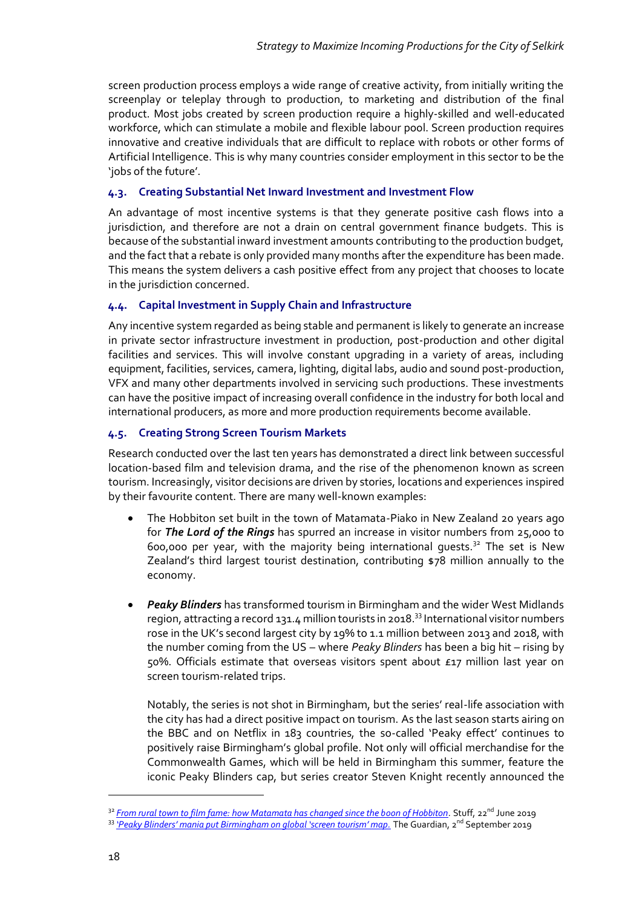screen production process employs a wide range of creative activity, from initially writing the screenplay or teleplay through to production, to marketing and distribution of the final product. Most jobs created by screen production require a highly-skilled and well-educated workforce, which can stimulate a mobile and flexible labour pool. Screen production requires innovative and creative individuals that are difficult to replace with robots or other forms of Artificial Intelligence. This is why many countries consider employment in this sector to be the 'jobs of the future'.

### 4.3. Creating Substantial Net Inward Investment and Investment Flow

An advantage of most incentive systems is that they generate positive cash flows into a jurisdiction, and therefore are not a drain on central government finance budgets. This is because of the substantial inward investment amounts contributing to the production budget, and the fact that a rebate is only provided many months after the expenditure has been made. This means the system delivers a cash positive effect from any project that chooses to locate in the jurisdiction concerned.

### 4.4. Capital Investment in Supply Chain and Infrastructure

Any incentive system regarded as being stable and permanent is likely to generate an increase in private sector infrastructure investment in production, post-production and other digital facilities and services. This will involve constant upgrading in a variety of areas, including equipment, facilities, services, camera, lighting, digital labs, audio and sound post-production, VFX and many other departments involved in servicing such productions. These investments can have the positive impact of increasing overall confidence in the industry for both local and international producers, as more and more production requirements become available.

### 4.5. Creating Strong Screen Tourism Markets

Research conducted over the last ten years has demonstrated a direct link between successful location-based film and television drama, and the rise of the phenomenon known as screen tourism. Increasingly, visitor decisions are driven by stories, locations and experiences inspired by their favourite content. There are many well-known examples:

- The Hobbiton set built in the town of Matamata-Piako in New Zealand 20 years ago for ***The Lord of the Rings*** has spurred an increase in visitor numbers from 25,000 to 600,000 per year, with the majority being international guests.[32] The set is New Zealand's third largest tourist destination, contributing $78 million annually to the economy.

- ***Peaky Blinders*** has transformed tourism in Birmingham and the wider West Midlands region, attracting a record 131.4 million tourists in 2018.[33] International visitor numbers rose in the UK's second largest city by 19% to 1.1 million between 2013 and 2018, with the number coming from the US – where *Peaky Blinders* has been a big hit – rising by 50%. Officials estimate that overseas visitors spent about £17 million last year on screen tourism-related trips.

  Notably, the series is not shot in Birmingham, but the series' real-life association with the city has had a direct positive impact on tourism. As the last season starts airing on the BBC and on Netflix in 183 countries, the so-called 'Peaky effect' continues to positively raise Birmingham's global profile. Not only will official merchandise for the Commonwealth Games, which will be held in Birmingham this summer, feature the iconic Peaky Blinders cap, but series creator Steven Knight recently announced the

---

[32] *From rural town to film fame: how Matamata has changed since the boon of Hobbiton*. Stuff, 22nd June 2019

[33] *'Peaky Blinders' mania put Birmingham on global 'screen tourism' map*. The Guardian, 2nd September 2019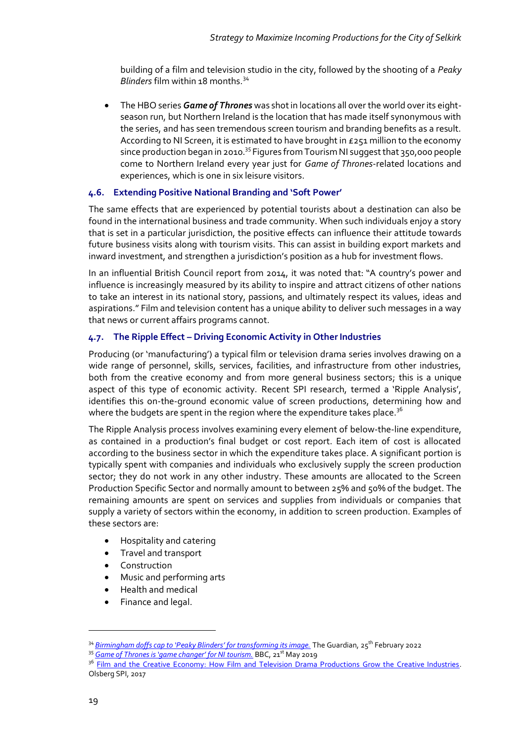building of a film and television studio in the city, followed by the shooting of a *Peaky Blinders* film within 18 months.[34]

- The HBO series ***Game of Thrones*** was shot in locations all over the world over its eight-season run, but Northern Ireland is the location that has made itself synonymous with the series, and has seen tremendous screen tourism and branding benefits as a result. According to NI Screen, it is estimated to have brought in £251 million to the economy since production began in 2010.[35] Figures from Tourism NI suggest that 350,000 people come to Northern Ireland every year just for *Game of Thrones*-related locations and experiences, which is one in six leisure visitors.

### 4.6. Extending Positive National Branding and 'Soft Power'

The same effects that are experienced by potential tourists about a destination can also be found in the international business and trade community. When such individuals enjoy a story that is set in a particular jurisdiction, the positive effects can influence their attitude towards future business visits along with tourism visits. This can assist in building export markets and inward investment, and strengthen a jurisdiction's position as a hub for investment flows.

In an influential British Council report from 2014, it was noted that: "A country's power and influence is increasingly measured by its ability to inspire and attract citizens of other nations to take an interest in its national story, passions, and ultimately respect its values, ideas and aspirations." Film and television content has a unique ability to deliver such messages in a way that news or current affairs programs cannot.

### 4.7. The Ripple Effect – Driving Economic Activity in Other Industries

Producing (or 'manufacturing') a typical film or television drama series involves drawing on a wide range of personnel, skills, services, facilities, and infrastructure from other industries, both from the creative economy and from more general business sectors; this is a unique aspect of this type of economic activity. Recent SPI research, termed a 'Ripple Analysis', identifies this on-the-ground economic value of screen productions, determining how and where the budgets are spent in the region where the expenditure takes place.[36]

The Ripple Analysis process involves examining every element of below-the-line expenditure, as contained in a production's final budget or cost report. Each item of cost is allocated according to the business sector in which the expenditure takes place. A significant portion is typically spent with companies and individuals who exclusively supply the screen production sector; they do not work in any other industry. These amounts are allocated to the Screen Production Specific Sector and normally amount to between 25% and 50% of the budget. The remaining amounts are spent on services and supplies from individuals or companies that supply a variety of sectors within the economy, in addition to screen production. Examples of these sectors are:

- Hospitality and catering
- Travel and transport
- Construction
- Music and performing arts
- Health and medical
- Finance and legal.

---

[34] *Birmingham doffs cap to 'Peaky Blinders' for transforming its image.* The Guardian, 25th February 2022

[35] *Game of Thrones is 'game changer' for NI tourism.* BBC, 21st May 2019

[36] Film and the Creative Economy: How Film and Television Drama Productions Grow the Creative Industries. Olsberg SPI, 2017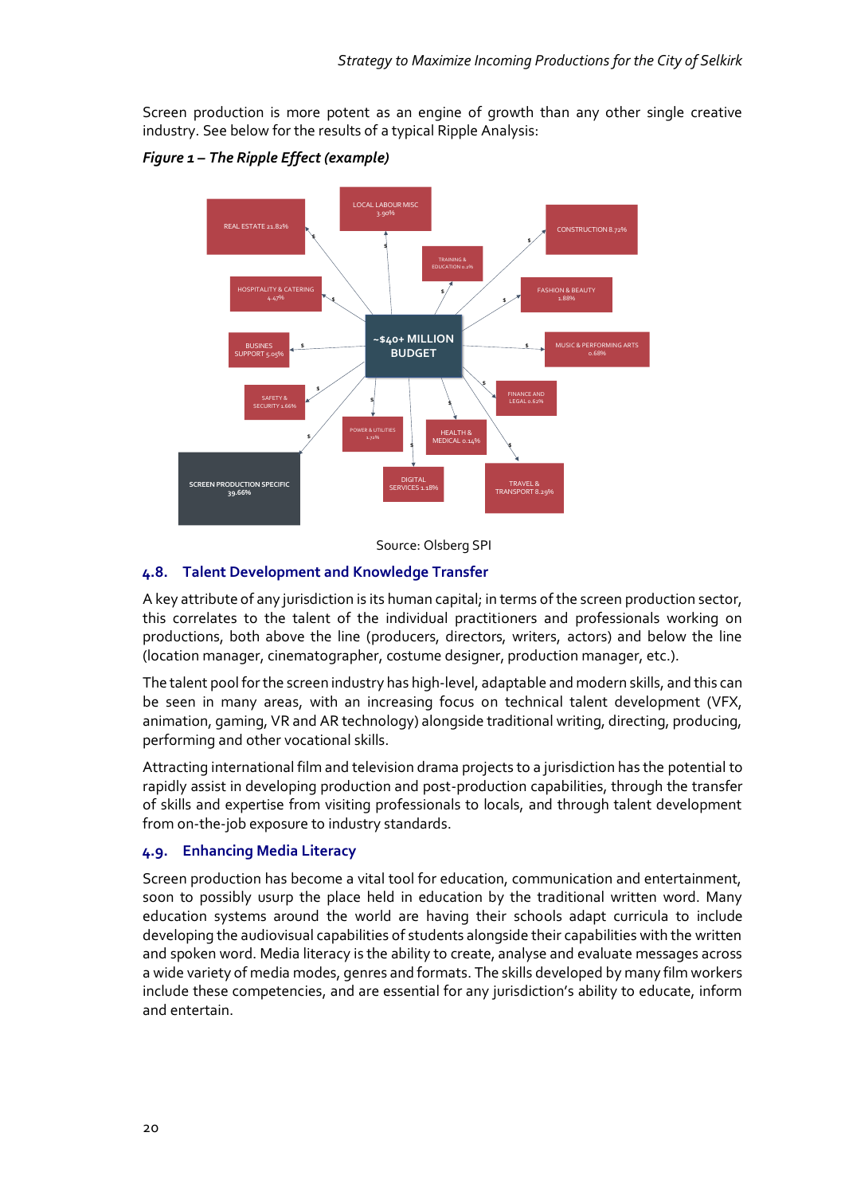Screen production is more potent as an engine of growth than any other single creative industry. See below for the results of a typical Ripple Analysis:

*Figure 1 – The Ripple Effect (example)*

~$40+ MILLION BUDGET

- REAL ESTATE 21.82%
- LOCAL LABOUR MISC 3.90%
- CONSTRUCTION 8.72%
- TRAINING & EDUCATION 0.2%
- HOSPITALITY & CATERING 4.47%
- FASHION & BEAUTY 1.88%
- BUSINES SUPPORT 5.05%
- MUSIC & PERFORMING ARTS 0.68%
- SAFETY & SECURITY 1.66%
- FINANCE AND LEGAL 0.62%
- POWER & UTILITIES 1.72%
- HEALTH & MEDICAL 0.14%
- SCREEN PRODUCTION SPECIFIC 39.66%
- DIGITAL SERVICES 1.18%
- TRAVEL & TRANSPORT 8.29%

Source: Olsberg SPI

## 4.8. Talent Development and Knowledge Transfer

A key attribute of any jurisdiction is its human capital; in terms of the screen production sector, this correlates to the talent of the individual practitioners and professionals working on productions, both above the line (producers, directors, writers, actors) and below the line (location manager, cinematographer, costume designer, production manager, etc.).

The talent pool for the screen industry has high-level, adaptable and modern skills, and this can be seen in many areas, with an increasing focus on technical talent development (VFX, animation, gaming, VR and AR technology) alongside traditional writing, directing, producing, performing and other vocational skills.

Attracting international film and television drama projects to a jurisdiction has the potential to rapidly assist in developing production and post-production capabilities, through the transfer of skills and expertise from visiting professionals to locals, and through talent development from on-the-job exposure to industry standards.

## 4.9. Enhancing Media Literacy

Screen production has become a vital tool for education, communication and entertainment, soon to possibly usurp the place held in education by the traditional written word. Many education systems around the world are having their schools adapt curricula to include developing the audiovisual capabilities of students alongside their capabilities with the written and spoken word. Media literacy is the ability to create, analyse and evaluate messages across a wide variety of media modes, genres and formats. The skills developed by many film workers include these competencies, and are essential for any jurisdiction's ability to educate, inform and entertain.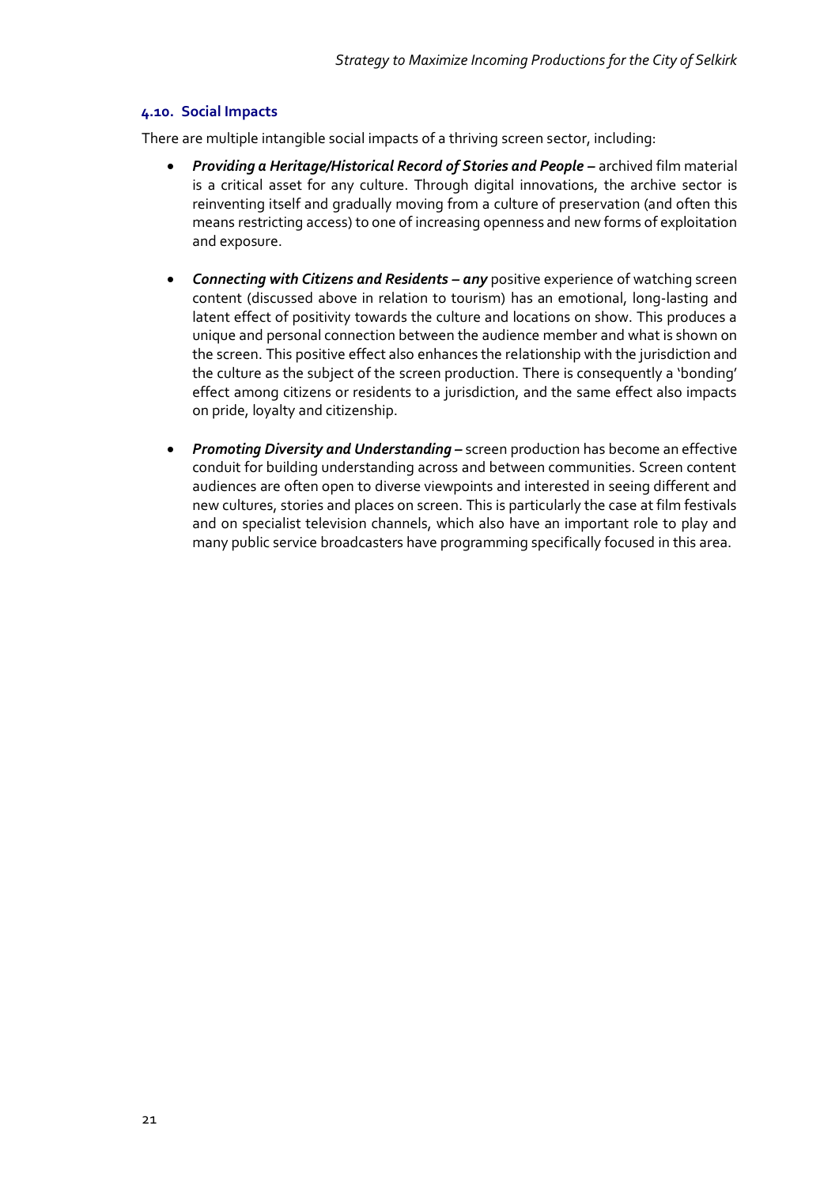### 4.10. Social Impacts

There are multiple intangible social impacts of a thriving screen sector, including:

- ***Providing a Heritage/Historical Record of Stories and People –*** archived film material is a critical asset for any culture. Through digital innovations, the archive sector is reinventing itself and gradually moving from a culture of preservation (and often this means restricting access) to one of increasing openness and new forms of exploitation and exposure.

- ***Connecting with Citizens and Residents – any*** positive experience of watching screen content (discussed above in relation to tourism) has an emotional, long-lasting and latent effect of positivity towards the culture and locations on show. This produces a unique and personal connection between the audience member and what is shown on the screen. This positive effect also enhances the relationship with the jurisdiction and the culture as the subject of the screen production. There is consequently a 'bonding' effect among citizens or residents to a jurisdiction, and the same effect also impacts on pride, loyalty and citizenship.

- ***Promoting Diversity and Understanding –*** screen production has become an effective conduit for building understanding across and between communities. Screen content audiences are often open to diverse viewpoints and interested in seeing different and new cultures, stories and places on screen. This is particularly the case at film festivals and on specialist television channels, which also have an important role to play and many public service broadcasters have programming specifically focused in this area.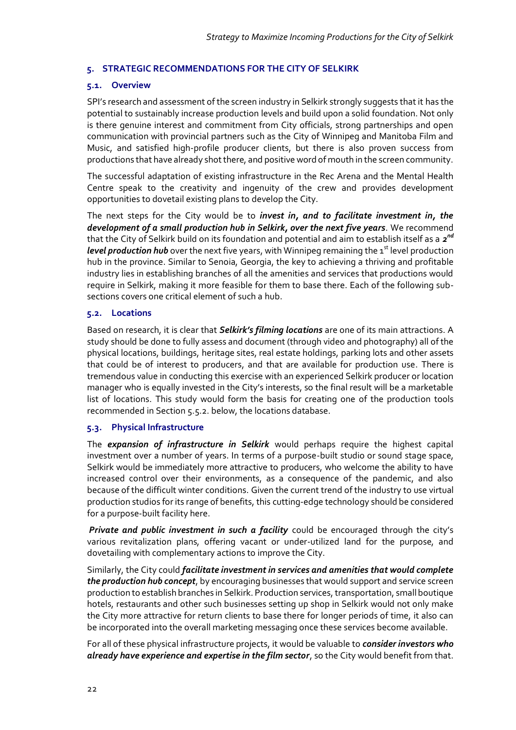## 5. STRATEGIC RECOMMENDATIONS FOR THE CITY OF SELKIRK

### 5.1. Overview

SPI's research and assessment of the screen industry in Selkirk strongly suggests that it has the potential to sustainably increase production levels and build upon a solid foundation. Not only is there genuine interest and commitment from City officials, strong partnerships and open communication with provincial partners such as the City of Winnipeg and Manitoba Film and Music, and satisfied high-profile producer clients, but there is also proven success from productions that have already shot there, and positive word of mouth in the screen community.

The successful adaptation of existing infrastructure in the Rec Arena and the Mental Health Centre speak to the creativity and ingenuity of the crew and provides development opportunities to dovetail existing plans to develop the City.

The next steps for the City would be to ***invest in, and to facilitate investment in, the development of a small production hub in Selkirk, over the next five years***. We recommend that the City of Selkirk build on its foundation and potential and aim to establish itself as a ***2nd level production hub*** over the next five years, with Winnipeg remaining the 1st level production hub in the province. Similar to Senoia, Georgia, the key to achieving a thriving and profitable industry lies in establishing branches of all the amenities and services that productions would require in Selkirk, making it more feasible for them to base there. Each of the following sub-sections covers one critical element of such a hub.

### 5.2. Locations

Based on research, it is clear that ***Selkirk's filming locations*** are one of its main attractions. A study should be done to fully assess and document (through video and photography) all of the physical locations, buildings, heritage sites, real estate holdings, parking lots and other assets that could be of interest to producers, and that are available for production use. There is tremendous value in conducting this exercise with an experienced Selkirk producer or location manager who is equally invested in the City's interests, so the final result will be a marketable list of locations. This study would form the basis for creating one of the production tools recommended in Section 5.5.2. below, the locations database.

### 5.3. Physical Infrastructure

The ***expansion of infrastructure in Selkirk*** would perhaps require the highest capital investment over a number of years. In terms of a purpose-built studio or sound stage space, Selkirk would be immediately more attractive to producers, who welcome the ability to have increased control over their environments, as a consequence of the pandemic, and also because of the difficult winter conditions. Given the current trend of the industry to use virtual production studios for its range of benefits, this cutting-edge technology should be considered for a purpose-built facility here.

***Private and public investment in such a facility*** could be encouraged through the city's various revitalization plans, offering vacant or under-utilized land for the purpose, and dovetailing with complementary actions to improve the City.

Similarly, the City could ***facilitate investment in services and amenities that would complete the production hub concept***, by encouraging businesses that would support and service screen production to establish branches in Selkirk. Production services, transportation, small boutique hotels, restaurants and other such businesses setting up shop in Selkirk would not only make the City more attractive for return clients to base there for longer periods of time, it also can be incorporated into the overall marketing messaging once these services become available.

For all of these physical infrastructure projects, it would be valuable to ***consider investors who already have experience and expertise in the film sector***, so the City would benefit from that.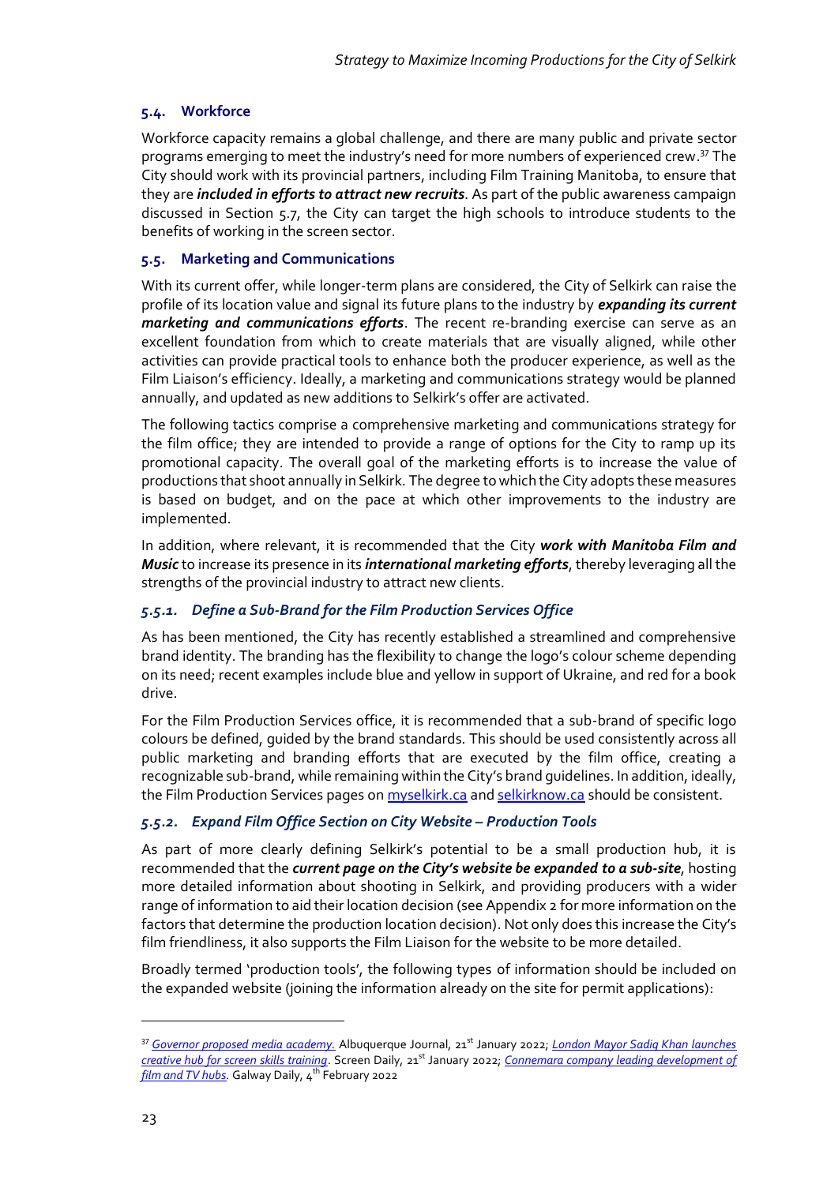## 5.4. Workforce

Workforce capacity remains a global challenge, and there are many public and private sector programs emerging to meet the industry's need for more numbers of experienced crew.[37] The City should work with its provincial partners, including Film Training Manitoba, to ensure that they are ***included in efforts to attract new recruits***. As part of the public awareness campaign discussed in Section 5.7, the City can target the high schools to introduce students to the benefits of working in the screen sector.

## 5.5. Marketing and Communications

With its current offer, while longer-term plans are considered, the City of Selkirk can raise the profile of its location value and signal its future plans to the industry by ***expanding its current marketing and communications efforts***. The recent re-branding exercise can serve as an excellent foundation from which to create materials that are visually aligned, while other activities can provide practical tools to enhance both the producer experience, as well as the Film Liaison's efficiency. Ideally, a marketing and communications strategy would be planned annually, and updated as new additions to Selkirk's offer are activated.

The following tactics comprise a comprehensive marketing and communications strategy for the film office; they are intended to provide a range of options for the City to ramp up its promotional capacity. The overall goal of the marketing efforts is to increase the value of productions that shoot annually in Selkirk. The degree to which the City adopts these measures is based on budget, and on the pace at which other improvements to the industry are implemented.

In addition, where relevant, it is recommended that the City ***work with Manitoba Film and Music*** to increase its presence in its ***international marketing efforts***, thereby leveraging all the strengths of the provincial industry to attract new clients.

### *5.5.1. Define a Sub-Brand for the Film Production Services Office*

As has been mentioned, the City has recently established a streamlined and comprehensive brand identity. The branding has the flexibility to change the logo's colour scheme depending on its need; recent examples include blue and yellow in support of Ukraine, and red for a book drive.

For the Film Production Services office, it is recommended that a sub-brand of specific logo colours be defined, guided by the brand standards. This should be used consistently across all public marketing and branding efforts that are executed by the film office, creating a recognizable sub-brand, while remaining within the City's brand guidelines. In addition, ideally, the Film Production Services pages on myselkirk.ca and selkirknow.ca should be consistent.

### *5.5.2. Expand Film Office Section on City Website – Production Tools*

As part of more clearly defining Selkirk's potential to be a small production hub, it is recommended that the ***current page on the City's website be expanded to a sub-site***, hosting more detailed information about shooting in Selkirk, and providing producers with a wider range of information to aid their location decision (see Appendix 2 for more information on the factors that determine the production location decision). Not only does this increase the City's film friendliness, it also supports the Film Liaison for the website to be more detailed.

Broadly termed 'production tools', the following types of information should be included on the expanded website (joining the information already on the site for permit applications):

---

[37] *Governor proposed media academy.* Albuquerque Journal, 21st January 2022; *London Mayor Sadiq Khan launches creative hub for screen skills training*. Screen Daily, 21st January 2022; *Connemara company leading development of film and TV hubs.* Galway Daily, 4th February 2022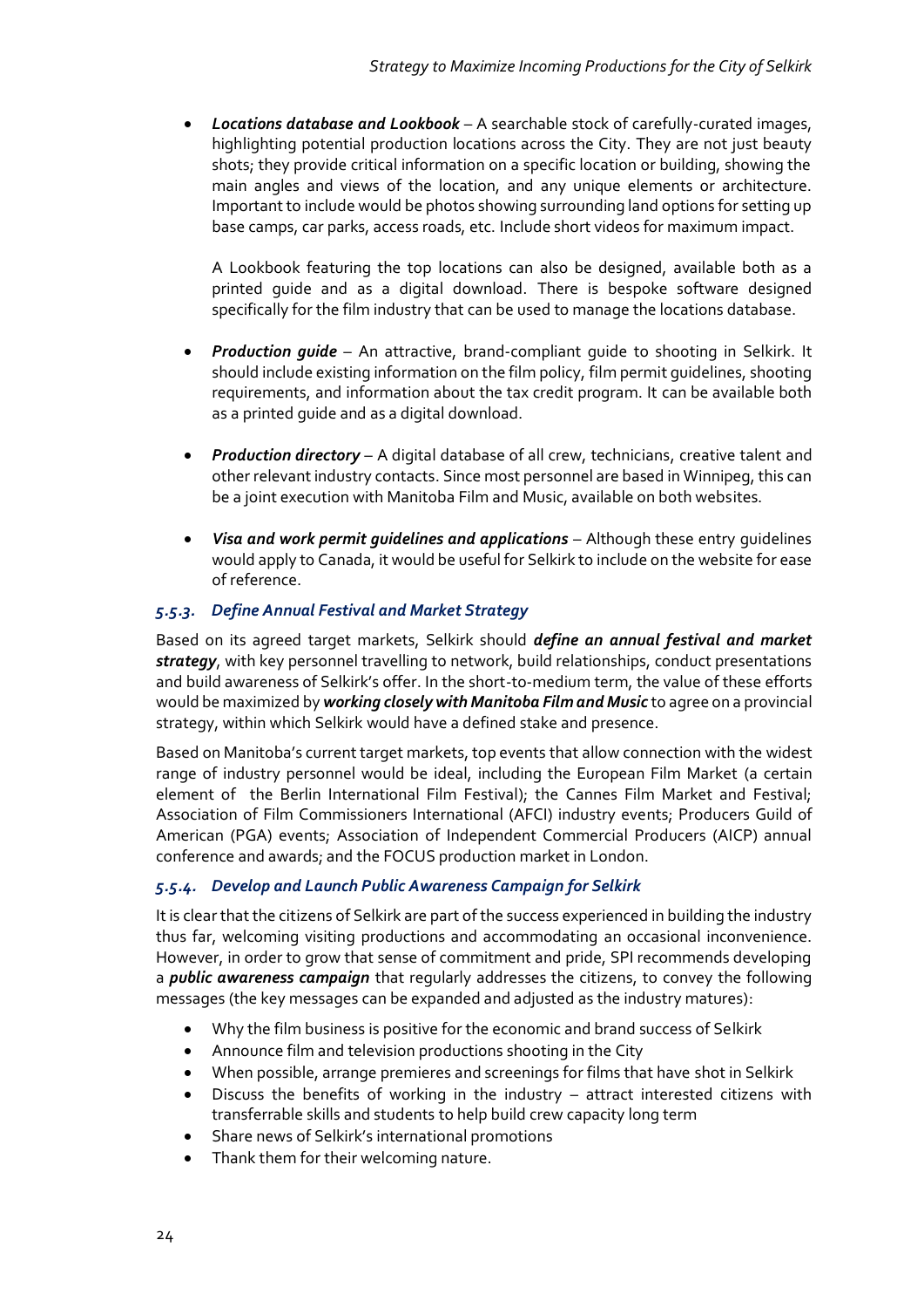- ***Locations database and Lookbook*** – A searchable stock of carefully-curated images, highlighting potential production locations across the City. They are not just beauty shots; they provide critical information on a specific location or building, showing the main angles and views of the location, and any unique elements or architecture. Important to include would be photos showing surrounding land options for setting up base camps, car parks, access roads, etc. Include short videos for maximum impact.

  A Lookbook featuring the top locations can also be designed, available both as a printed guide and as a digital download. There is bespoke software designed specifically for the film industry that can be used to manage the locations database.

- ***Production guide*** – An attractive, brand-compliant guide to shooting in Selkirk. It should include existing information on the film policy, film permit guidelines, shooting requirements, and information about the tax credit program. It can be available both as a printed guide and as a digital download.

- ***Production directory*** – A digital database of all crew, technicians, creative talent and other relevant industry contacts. Since most personnel are based in Winnipeg, this can be a joint execution with Manitoba Film and Music, available on both websites.

- ***Visa and work permit guidelines and applications*** – Although these entry guidelines would apply to Canada, it would be useful for Selkirk to include on the website for ease of reference.

### *5.5.3. Define Annual Festival and Market Strategy*

Based on its agreed target markets, Selkirk should ***define an annual festival and market strategy***, with key personnel travelling to network, build relationships, conduct presentations and build awareness of Selkirk's offer. In the short-to-medium term, the value of these efforts would be maximized by ***working closely with Manitoba Film and Music*** to agree on a provincial strategy, within which Selkirk would have a defined stake and presence.

Based on Manitoba's current target markets, top events that allow connection with the widest range of industry personnel would be ideal, including the European Film Market (a certain element of the Berlin International Film Festival); the Cannes Film Market and Festival; Association of Film Commissioners International (AFCI) industry events; Producers Guild of American (PGA) events; Association of Independent Commercial Producers (AICP) annual conference and awards; and the FOCUS production market in London.

### *5.5.4. Develop and Launch Public Awareness Campaign for Selkirk*

It is clear that the citizens of Selkirk are part of the success experienced in building the industry thus far, welcoming visiting productions and accommodating an occasional inconvenience. However, in order to grow that sense of commitment and pride, SPI recommends developing a ***public awareness campaign*** that regularly addresses the citizens, to convey the following messages (the key messages can be expanded and adjusted as the industry matures):

- Why the film business is positive for the economic and brand success of Selkirk
- Announce film and television productions shooting in the City
- When possible, arrange premieres and screenings for films that have shot in Selkirk
- Discuss the benefits of working in the industry – attract interested citizens with transferrable skills and students to help build crew capacity long term
- Share news of Selkirk's international promotions
- Thank them for their welcoming nature.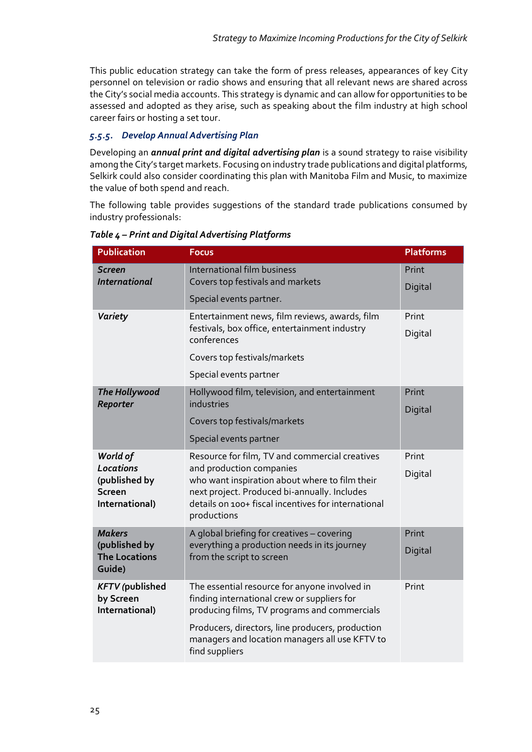This public education strategy can take the form of press releases, appearances of key City personnel on television or radio shows and ensuring that all relevant news are shared across the City's social media accounts. This strategy is dynamic and can allow for opportunities to be assessed and adopted as they arise, such as speaking about the film industry at high school career fairs or hosting a set tour.

### *5.5.5. Develop Annual Advertising Plan*

Developing an ***annual print and digital advertising plan*** is a sound strategy to raise visibility among the City's target markets. Focusing on industry trade publications and digital platforms, Selkirk could also consider coordinating this plan with Manitoba Film and Music, to maximize the value of both spend and reach.

The following table provides suggestions of the standard trade publications consumed by industry professionals:

***Table 4 – Print and Digital Advertising Platforms***

| Publication | Focus | Platforms |
|---|---|---|
| ***Screen International*** | International film business<br>Covers top festivals and markets<br>Special events partner. | Print<br>Digital |
| ***Variety*** | Entertainment news, film reviews, awards, film festivals, box office, entertainment industry conferences<br>Covers top festivals/markets<br>Special events partner | Print<br>Digital |
| ***The Hollywood Reporter*** | Hollywood film, television, and entertainment industries<br>Covers top festivals/markets<br>Special events partner | Print<br>Digital |
| ***World of Locations*** **(published by Screen International)** | Resource for film, TV and commercial creatives and production companies who want inspiration about where to film their next project. Produced bi-annually. Includes details on 100+ fiscal incentives for international productions | Print<br>Digital |
| ***Makers*** **(published by The Locations Guide)** | A global briefing for creatives – covering everything a production needs in its journey from the script to screen | Print<br>Digital |
| ***KFTV*** **(published by Screen International)** | The essential resource for anyone involved in finding international crew or suppliers for producing films, TV programs and commercials<br>Producers, directors, line producers, production managers and location managers all use KFTV to find suppliers | Print |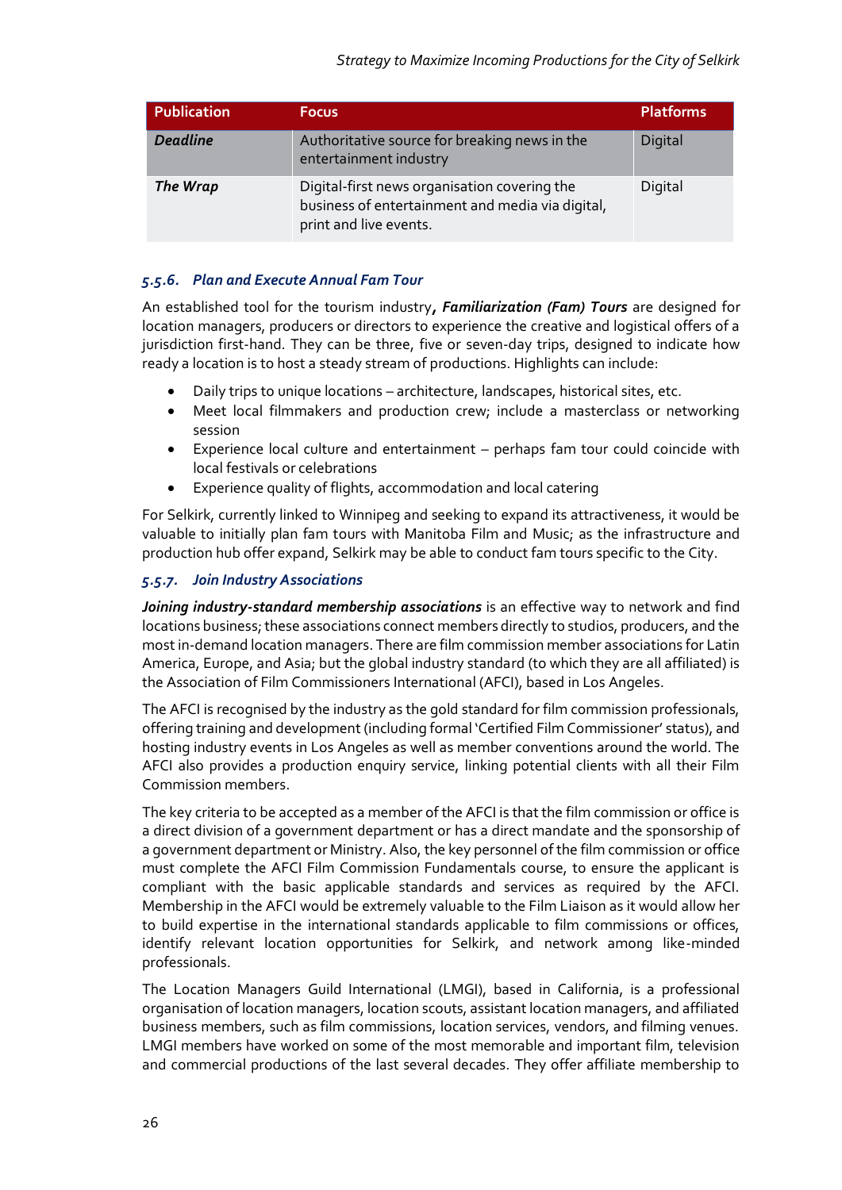| Publication | Focus | Platforms |
|---|---|---|
| ***Deadline*** | Authoritative source for breaking news in the entertainment industry | Digital |
| ***The Wrap*** | Digital-first news organisation covering the business of entertainment and media via digital, print and live events. | Digital |

### *5.5.6. Plan and Execute Annual Fam Tour*

An established tool for the tourism industry***, Familiarization (Fam) Tours*** are designed for location managers, producers or directors to experience the creative and logistical offers of a jurisdiction first-hand. They can be three, five or seven-day trips, designed to indicate how ready a location is to host a steady stream of productions. Highlights can include:

- Daily trips to unique locations – architecture, landscapes, historical sites, etc.
- Meet local filmmakers and production crew; include a masterclass or networking session
- Experience local culture and entertainment – perhaps fam tour could coincide with local festivals or celebrations
- Experience quality of flights, accommodation and local catering

For Selkirk, currently linked to Winnipeg and seeking to expand its attractiveness, it would be valuable to initially plan fam tours with Manitoba Film and Music; as the infrastructure and production hub offer expand, Selkirk may be able to conduct fam tours specific to the City.

### *5.5.7. Join Industry Associations*

***Joining industry-standard membership associations*** is an effective way to network and find locations business; these associations connect members directly to studios, producers, and the most in-demand location managers. There are film commission member associations for Latin America, Europe, and Asia; but the global industry standard (to which they are all affiliated) is the Association of Film Commissioners International (AFCI), based in Los Angeles.

The AFCI is recognised by the industry as the gold standard for film commission professionals, offering training and development (including formal 'Certified Film Commissioner' status), and hosting industry events in Los Angeles as well as member conventions around the world. The AFCI also provides a production enquiry service, linking potential clients with all their Film Commission members.

The key criteria to be accepted as a member of the AFCI is that the film commission or office is a direct division of a government department or has a direct mandate and the sponsorship of a government department or Ministry. Also, the key personnel of the film commission or office must complete the AFCI Film Commission Fundamentals course, to ensure the applicant is compliant with the basic applicable standards and services as required by the AFCI. Membership in the AFCI would be extremely valuable to the Film Liaison as it would allow her to build expertise in the international standards applicable to film commissions or offices, identify relevant location opportunities for Selkirk, and network among like-minded professionals.

The Location Managers Guild International (LMGI), based in California, is a professional organisation of location managers, location scouts, assistant location managers, and affiliated business members, such as film commissions, location services, vendors, and filming venues. LMGI members have worked on some of the most memorable and important film, television and commercial productions of the last several decades. They offer affiliate membership to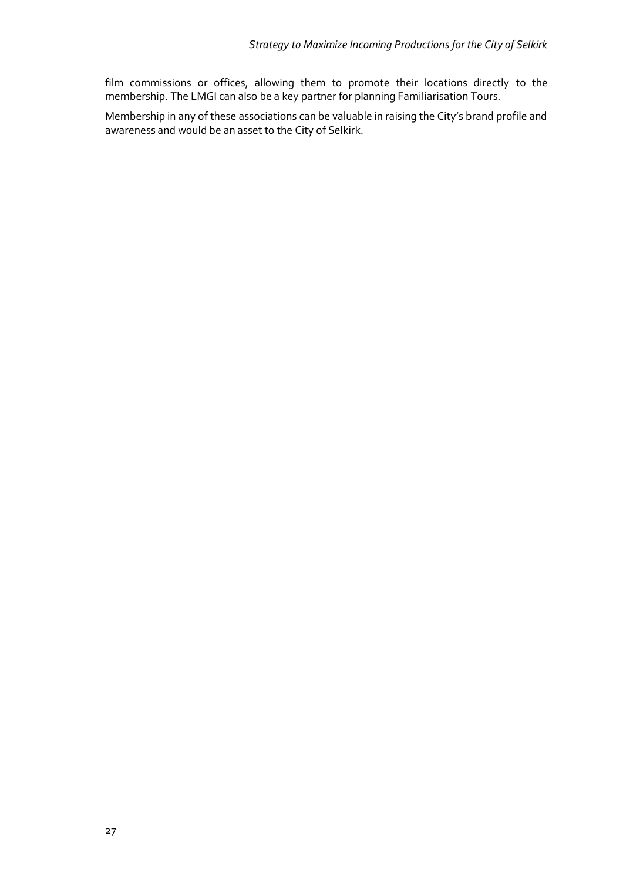film commissions or offices, allowing them to promote their locations directly to the membership. The LMGI can also be a key partner for planning Familiarisation Tours.

Membership in any of these associations can be valuable in raising the City's brand profile and awareness and would be an asset to the City of Selkirk.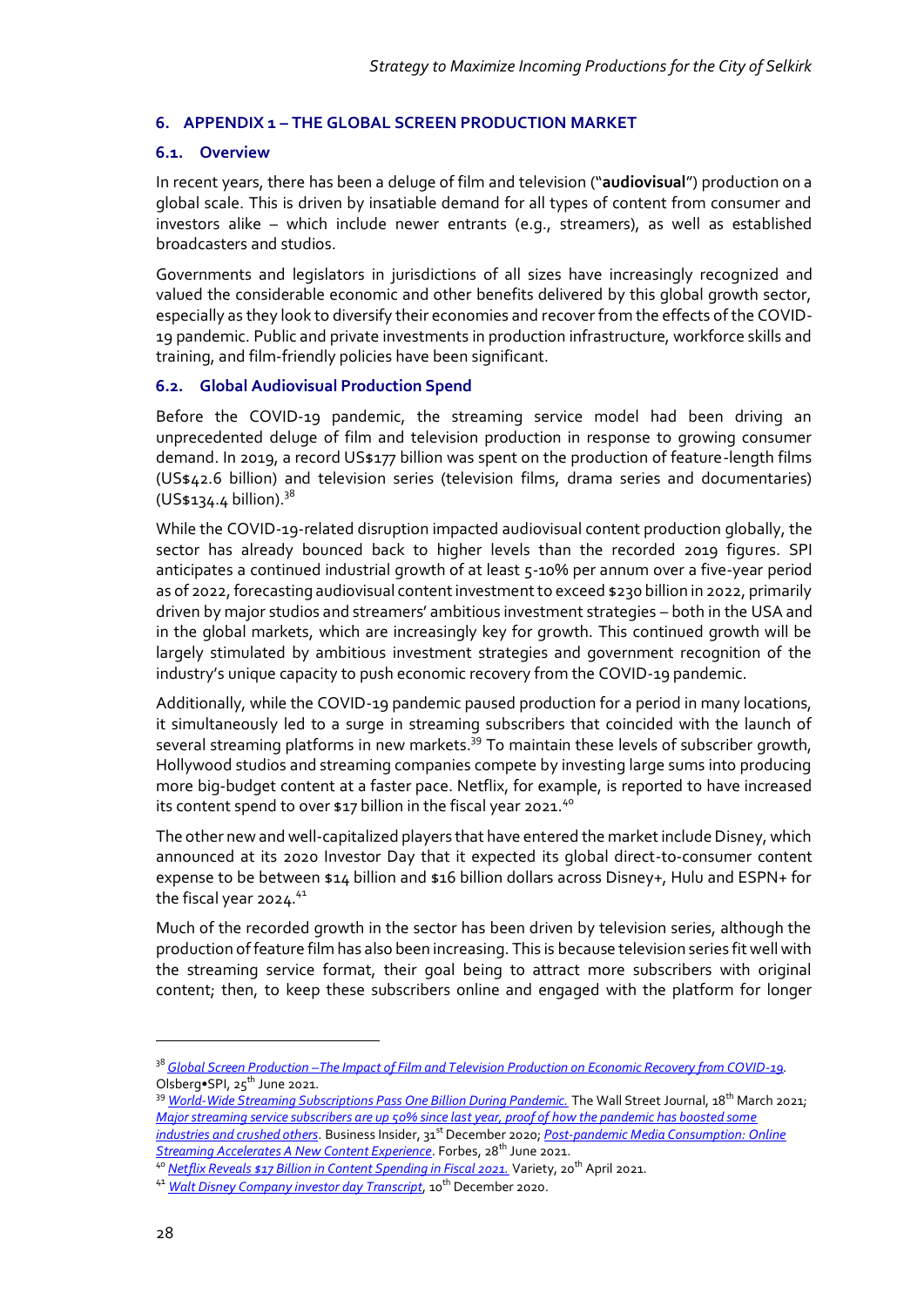## 6. APPENDIX 1 – THE GLOBAL SCREEN PRODUCTION MARKET

### 6.1. Overview

In recent years, there has been a deluge of film and television ("**audiovisual**") production on a global scale. This is driven by insatiable demand for all types of content from consumer and investors alike – which include newer entrants (e.g., streamers), as well as established broadcasters and studios.

Governments and legislators in jurisdictions of all sizes have increasingly recognized and valued the considerable economic and other benefits delivered by this global growth sector, especially as they look to diversify their economies and recover from the effects of the COVID-19 pandemic. Public and private investments in production infrastructure, workforce skills and training, and film-friendly policies have been significant.

### 6.2. Global Audiovisual Production Spend

Before the COVID-19 pandemic, the streaming service model had been driving an unprecedented deluge of film and television production in response to growing consumer demand. In 2019, a record US$177 billion was spent on the production of feature-length films (US$42.6 billion) and television series (television films, drama series and documentaries) (US$134.4 billion).[38]

While the COVID-19-related disruption impacted audiovisual content production globally, the sector has already bounced back to higher levels than the recorded 2019 figures. SPI anticipates a continued industrial growth of at least 5-10% per annum over a five-year period as of 2022, forecasting audiovisual content investment to exceed $230 billion in 2022, primarily driven by major studios and streamers' ambitious investment strategies – both in the USA and in the global markets, which are increasingly key for growth. This continued growth will be largely stimulated by ambitious investment strategies and government recognition of the industry's unique capacity to push economic recovery from the COVID-19 pandemic.

Additionally, while the COVID-19 pandemic paused production for a period in many locations, it simultaneously led to a surge in streaming subscribers that coincided with the launch of several streaming platforms in new markets.[39] To maintain these levels of subscriber growth, Hollywood studios and streaming companies compete by investing large sums into producing more big-budget content at a faster pace. Netflix, for example, is reported to have increased its content spend to over $17 billion in the fiscal year 2021.[40]

The other new and well-capitalized players that have entered the market include Disney, which announced at its 2020 Investor Day that it expected its global direct-to-consumer content expense to be between $14 billion and $16 billion dollars across Disney+, Hulu and ESPN+ for the fiscal year 2024.[41]

Much of the recorded growth in the sector has been driven by television series, although the production of feature film has also been increasing. This is because television series fit well with the streaming service format, their goal being to attract more subscribers with original content; then, to keep these subscribers online and engaged with the platform for longer

---

[38] *Global Screen Production –The Impact of Film and Television Production on Economic Recovery from COVID-19*. Olsberg•SPI, 25th June 2021.

[39] *World-Wide Streaming Subscriptions Pass One Billion During Pandemic.* The Wall Street Journal, 18th March 2021; *Major streaming service subscribers are up 50% since last year, proof of how the pandemic has boosted some industries and crushed others*. Business Insider, 31st December 2020; *Post-pandemic Media Consumption: Online Streaming Accelerates A New Content Experience*. Forbes, 28th June 2021.

[40] *Netflix Reveals $17 Billion in Content Spending in Fiscal 2021.* Variety, 20th April 2021.

[41] *Walt Disney Company investor day Transcript*, 10th December 2020.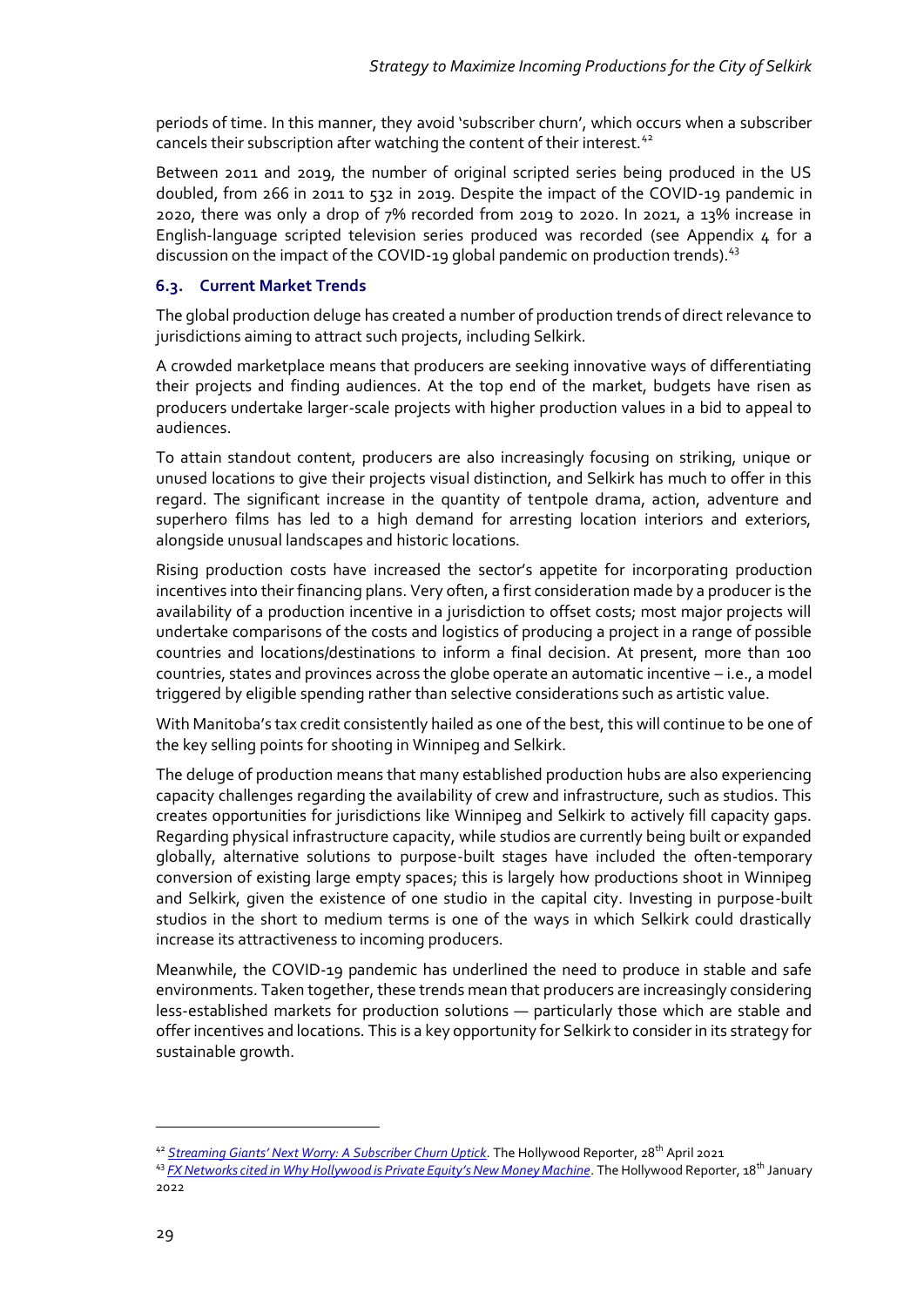periods of time. In this manner, they avoid 'subscriber churn', which occurs when a subscriber cancels their subscription after watching the content of their interest.[42]

Between 2011 and 2019, the number of original scripted series being produced in the US doubled, from 266 in 2011 to 532 in 2019. Despite the impact of the COVID-19 pandemic in 2020, there was only a drop of 7% recorded from 2019 to 2020. In 2021, a 13% increase in English-language scripted television series produced was recorded (see Appendix 4 for a discussion on the impact of the COVID-19 global pandemic on production trends).[43]

### 6.3. Current Market Trends

The global production deluge has created a number of production trends of direct relevance to jurisdictions aiming to attract such projects, including Selkirk.

A crowded marketplace means that producers are seeking innovative ways of differentiating their projects and finding audiences. At the top end of the market, budgets have risen as producers undertake larger-scale projects with higher production values in a bid to appeal to audiences.

To attain standout content, producers are also increasingly focusing on striking, unique or unused locations to give their projects visual distinction, and Selkirk has much to offer in this regard. The significant increase in the quantity of tentpole drama, action, adventure and superhero films has led to a high demand for arresting location interiors and exteriors, alongside unusual landscapes and historic locations.

Rising production costs have increased the sector's appetite for incorporating production incentives into their financing plans. Very often, a first consideration made by a producer is the availability of a production incentive in a jurisdiction to offset costs; most major projects will undertake comparisons of the costs and logistics of producing a project in a range of possible countries and locations/destinations to inform a final decision. At present, more than 100 countries, states and provinces across the globe operate an automatic incentive – i.e., a model triggered by eligible spending rather than selective considerations such as artistic value.

With Manitoba's tax credit consistently hailed as one of the best, this will continue to be one of the key selling points for shooting in Winnipeg and Selkirk.

The deluge of production means that many established production hubs are also experiencing capacity challenges regarding the availability of crew and infrastructure, such as studios. This creates opportunities for jurisdictions like Winnipeg and Selkirk to actively fill capacity gaps. Regarding physical infrastructure capacity, while studios are currently being built or expanded globally, alternative solutions to purpose-built stages have included the often-temporary conversion of existing large empty spaces; this is largely how productions shoot in Winnipeg and Selkirk, given the existence of one studio in the capital city. Investing in purpose-built studios in the short to medium terms is one of the ways in which Selkirk could drastically increase its attractiveness to incoming producers.

Meanwhile, the COVID-19 pandemic has underlined the need to produce in stable and safe environments. Taken together, these trends mean that producers are increasingly considering less-established markets for production solutions — particularly those which are stable and offer incentives and locations. This is a key opportunity for Selkirk to consider in its strategy for sustainable growth.

---

[42] *Streaming Giants' Next Worry: A Subscriber Churn Uptick*. The Hollywood Reporter, 28th April 2021

[43] *FX Networks cited in Why Hollywood is Private Equity's New Money Machine*. The Hollywood Reporter, 18th January 2022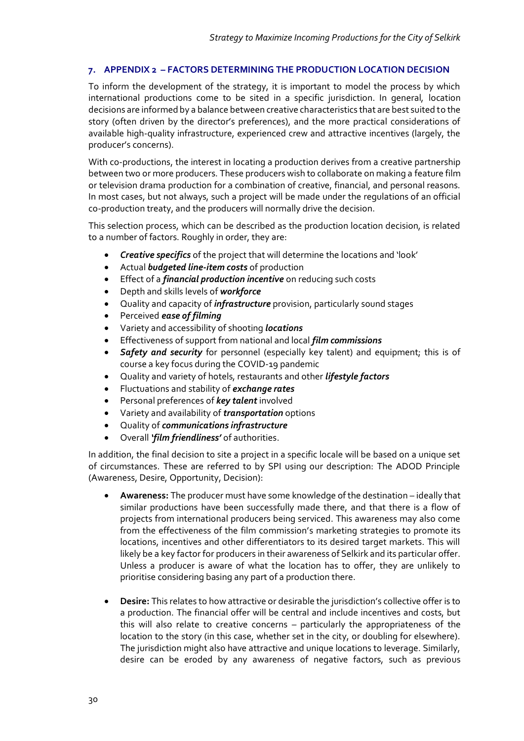## 7. APPENDIX 2 – FACTORS DETERMINING THE PRODUCTION LOCATION DECISION

To inform the development of the strategy, it is important to model the process by which international productions come to be sited in a specific jurisdiction. In general, location decisions are informed by a balance between creative characteristics that are best suited to the story (often driven by the director's preferences), and the more practical considerations of available high-quality infrastructure, experienced crew and attractive incentives (largely, the producer's concerns).

With co-productions, the interest in locating a production derives from a creative partnership between two or more producers. These producers wish to collaborate on making a feature film or television drama production for a combination of creative, financial, and personal reasons. In most cases, but not always, such a project will be made under the regulations of an official co-production treaty, and the producers will normally drive the decision.

This selection process, which can be described as the production location decision, is related to a number of factors. Roughly in order, they are:

- ***Creative specifics*** of the project that will determine the locations and 'look'
- Actual ***budgeted line-item costs*** of production
- Effect of a ***financial production incentive*** on reducing such costs
- Depth and skills levels of ***workforce***
- Quality and capacity of ***infrastructure*** provision, particularly sound stages
- Perceived ***ease of filming***
- Variety and accessibility of shooting ***locations***
- Effectiveness of support from national and local ***film commissions***
- ***Safety and security*** for personnel (especially key talent) and equipment; this is of course a key focus during the COVID-19 pandemic
- Quality and variety of hotels, restaurants and other ***lifestyle factors***
- Fluctuations and stability of ***exchange rates***
- Personal preferences of ***key talent*** involved
- Variety and availability of ***transportation*** options
- Quality of ***communications infrastructure***
- Overall ***'film friendliness'*** of authorities.

In addition, the final decision to site a project in a specific locale will be based on a unique set of circumstances. These are referred to by SPI using our description: The ADOD Principle (Awareness, Desire, Opportunity, Decision):

- **Awareness:** The producer must have some knowledge of the destination – ideally that similar productions have been successfully made there, and that there is a flow of projects from international producers being serviced. This awareness may also come from the effectiveness of the film commission's marketing strategies to promote its locations, incentives and other differentiators to its desired target markets. This will likely be a key factor for producers in their awareness of Selkirk and its particular offer. Unless a producer is aware of what the location has to offer, they are unlikely to prioritise considering basing any part of a production there.

- **Desire:** This relates to how attractive or desirable the jurisdiction's collective offer is to a production. The financial offer will be central and include incentives and costs, but this will also relate to creative concerns – particularly the appropriateness of the location to the story (in this case, whether set in the city, or doubling for elsewhere). The jurisdiction might also have attractive and unique locations to leverage. Similarly, desire can be eroded by any awareness of negative factors, such as previous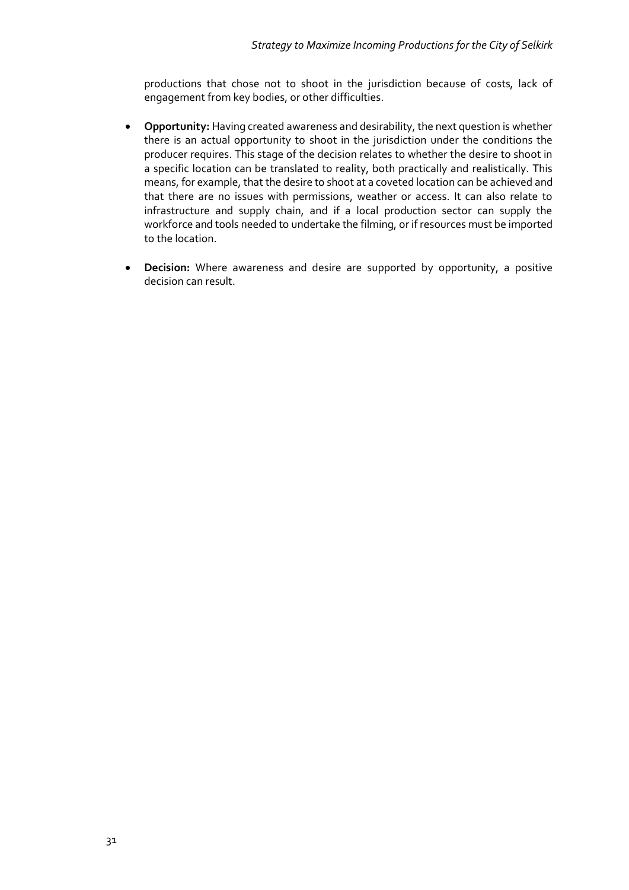productions that chose not to shoot in the jurisdiction because of costs, lack of engagement from key bodies, or other difficulties.

- **Opportunity:** Having created awareness and desirability, the next question is whether there is an actual opportunity to shoot in the jurisdiction under the conditions the producer requires. This stage of the decision relates to whether the desire to shoot in a specific location can be translated to reality, both practically and realistically. This means, for example, that the desire to shoot at a coveted location can be achieved and that there are no issues with permissions, weather or access. It can also relate to infrastructure and supply chain, and if a local production sector can supply the workforce and tools needed to undertake the filming, or if resources must be imported to the location.

- **Decision:** Where awareness and desire are supported by opportunity, a positive decision can result.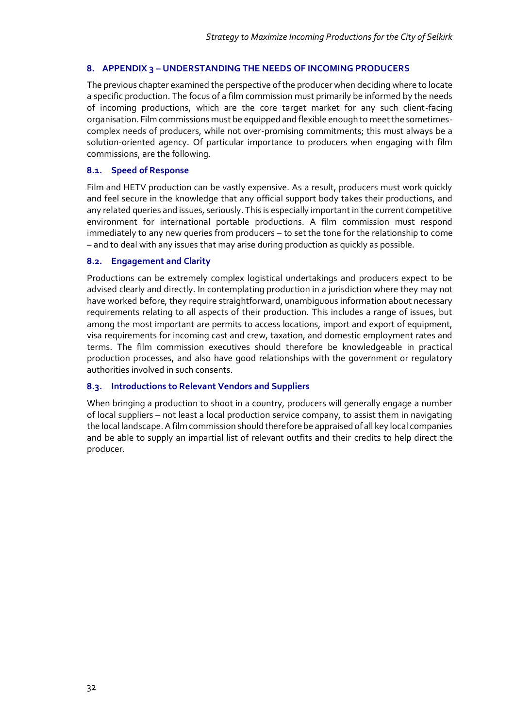## 8. APPENDIX 3 – UNDERSTANDING THE NEEDS OF INCOMING PRODUCERS

The previous chapter examined the perspective of the producer when deciding where to locate a specific production. The focus of a film commission must primarily be informed by the needs of incoming productions, which are the core target market for any such client-facing organisation. Film commissions must be equipped and flexible enough to meet the sometimes-complex needs of producers, while not over-promising commitments; this must always be a solution-oriented agency. Of particular importance to producers when engaging with film commissions, are the following.

### 8.1. Speed of Response

Film and HETV production can be vastly expensive. As a result, producers must work quickly and feel secure in the knowledge that any official support body takes their productions, and any related queries and issues, seriously. This is especially important in the current competitive environment for international portable productions. A film commission must respond immediately to any new queries from producers – to set the tone for the relationship to come – and to deal with any issues that may arise during production as quickly as possible.

### 8.2. Engagement and Clarity

Productions can be extremely complex logistical undertakings and producers expect to be advised clearly and directly. In contemplating production in a jurisdiction where they may not have worked before, they require straightforward, unambiguous information about necessary requirements relating to all aspects of their production. This includes a range of issues, but among the most important are permits to access locations, import and export of equipment, visa requirements for incoming cast and crew, taxation, and domestic employment rates and terms. The film commission executives should therefore be knowledgeable in practical production processes, and also have good relationships with the government or regulatory authorities involved in such consents.

### 8.3. Introductions to Relevant Vendors and Suppliers

When bringing a production to shoot in a country, producers will generally engage a number of local suppliers – not least a local production service company, to assist them in navigating the local landscape. A film commission should therefore be appraised of all key local companies and be able to supply an impartial list of relevant outfits and their credits to help direct the producer.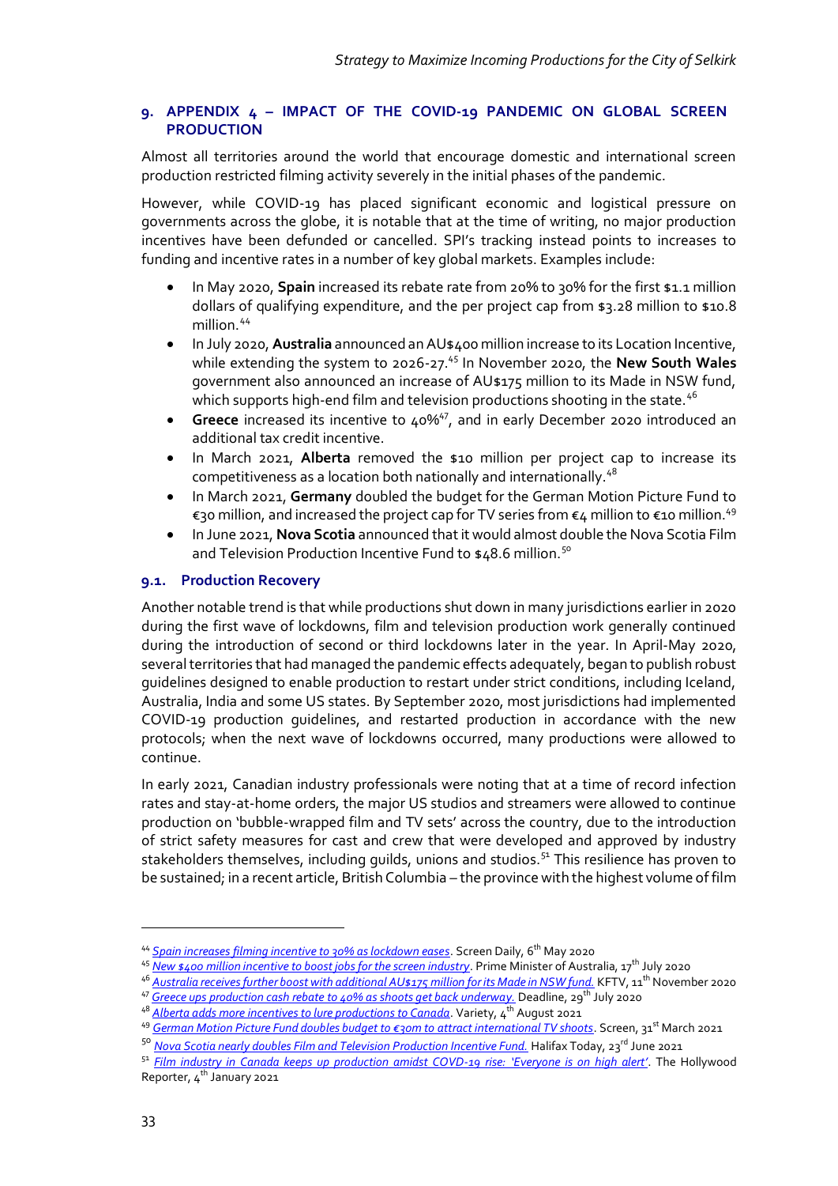## 9. APPENDIX 4 – IMPACT OF THE COVID-19 PANDEMIC ON GLOBAL SCREEN PRODUCTION

Almost all territories around the world that encourage domestic and international screen production restricted filming activity severely in the initial phases of the pandemic.

However, while COVID-19 has placed significant economic and logistical pressure on governments across the globe, it is notable that at the time of writing, no major production incentives have been defunded or cancelled. SPI's tracking instead points to increases to funding and incentive rates in a number of key global markets. Examples include:

- In May 2020, **Spain** increased its rebate rate from 20% to 30% for the first $1.1 million dollars of qualifying expenditure, and the per project cap from $3.28 million to $10.8 million.[44]
- In July 2020, **Australia** announced an AU$400 million increase to its Location Incentive, while extending the system to 2026-27.[45] In November 2020, the **New South Wales** government also announced an increase of AU$175 million to its Made in NSW fund, which supports high-end film and television productions shooting in the state.[46]
- **Greece** increased its incentive to 40%[47], and in early December 2020 introduced an additional tax credit incentive.
- In March 2021, **Alberta** removed the $10 million per project cap to increase its competitiveness as a location both nationally and internationally.[48]
- In March 2021, **Germany** doubled the budget for the German Motion Picture Fund to €30 million, and increased the project cap for TV series from €4 million to €10 million.[49]
- In June 2021, **Nova Scotia** announced that it would almost double the Nova Scotia Film and Television Production Incentive Fund to $48.6 million.[50]

### 9.1. Production Recovery

Another notable trend is that while productions shut down in many jurisdictions earlier in 2020 during the first wave of lockdowns, film and television production work generally continued during the introduction of second or third lockdowns later in the year. In April-May 2020, several territories that had managed the pandemic effects adequately, began to publish robust guidelines designed to enable production to restart under strict conditions, including Iceland, Australia, India and some US states. By September 2020, most jurisdictions had implemented COVID-19 production guidelines, and restarted production in accordance with the new protocols; when the next wave of lockdowns occurred, many productions were allowed to continue.

In early 2021, Canadian industry professionals were noting that at a time of record infection rates and stay-at-home orders, the major US studios and streamers were allowed to continue production on 'bubble-wrapped film and TV sets' across the country, due to the introduction of strict safety measures for cast and crew that were developed and approved by industry stakeholders themselves, including guilds, unions and studios.[51] This resilience has proven to be sustained; in a recent article, British Columbia – the province with the highest volume of film

---

[44] *Spain increases filming incentive to 30% as lockdown eases*. Screen Daily, 6th May 2020

[45] *New $400 million incentive to boost jobs for the screen industry*. Prime Minister of Australia, 17th July 2020

[46] *Australia receives further boost with additional AU$175 million for its Made in NSW fund.* KFTV, 11th November 2020

[47] *Greece ups production cash rebate to 40% as shoots get back underway.* Deadline, 29th July 2020

[48] *Alberta adds more incentives to lure productions to Canada*. Variety, 4th August 2021

[49] *German Motion Picture Fund doubles budget to €30m to attract international TV shoots*. Screen, 31st March 2021

[50] *Nova Scotia nearly doubles Film and Television Production Incentive Fund.* Halifax Today, 23rd June 2021

[51] *Film industry in Canada keeps up production amidst COVD-19 rise: 'Everyone is on high alert'*. The Hollywood Reporter, 4th January 2021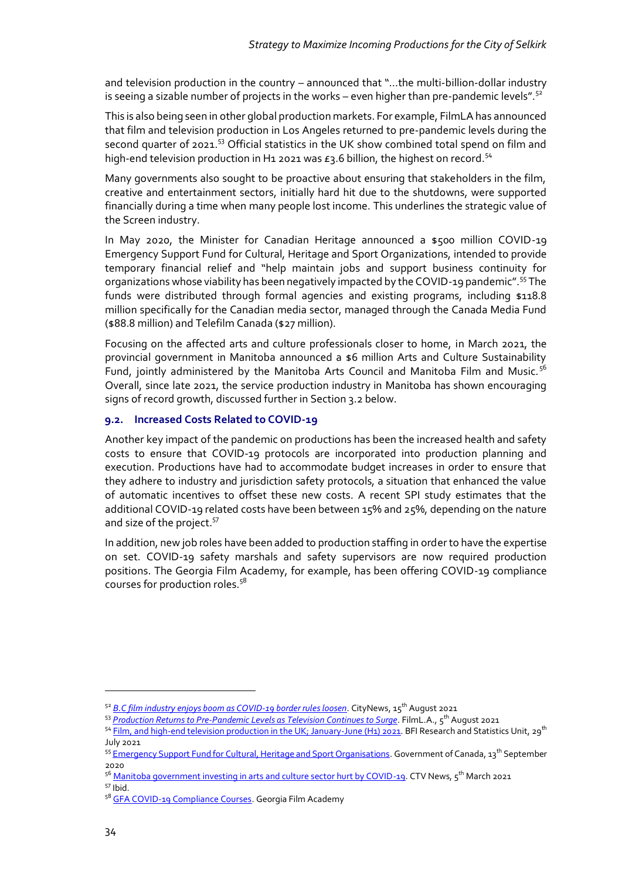and television production in the country – announced that "…the multi-billion-dollar industry is seeing a sizable number of projects in the works – even higher than pre-pandemic levels".[52]

This is also being seen in other global production markets. For example, FilmLA has announced that film and television production in Los Angeles returned to pre-pandemic levels during the second quarter of 2021.[53] Official statistics in the UK show combined total spend on film and high-end television production in H1 2021 was £3.6 billion, the highest on record.[54]

Many governments also sought to be proactive about ensuring that stakeholders in the film, creative and entertainment sectors, initially hard hit due to the shutdowns, were supported financially during a time when many people lost income. This underlines the strategic value of the Screen industry.

In May 2020, the Minister for Canadian Heritage announced a $500 million COVID-19 Emergency Support Fund for Cultural, Heritage and Sport Organizations, intended to provide temporary financial relief and "help maintain jobs and support business continuity for organizations whose viability has been negatively impacted by the COVID-19 pandemic".[55] The funds were distributed through formal agencies and existing programs, including $118.8 million specifically for the Canadian media sector, managed through the Canada Media Fund ($88.8 million) and Telefilm Canada ($27 million).

Focusing on the affected arts and culture professionals closer to home, in March 2021, the provincial government in Manitoba announced a $6 million Arts and Culture Sustainability Fund, jointly administered by the Manitoba Arts Council and Manitoba Film and Music.[56] Overall, since late 2021, the service production industry in Manitoba has shown encouraging signs of record growth, discussed further in Section 3.2 below.

### 9.2. Increased Costs Related to COVID-19

Another key impact of the pandemic on productions has been the increased health and safety costs to ensure that COVID-19 protocols are incorporated into production planning and execution. Productions have had to accommodate budget increases in order to ensure that they adhere to industry and jurisdiction safety protocols, a situation that enhanced the value of automatic incentives to offset these new costs. A recent SPI study estimates that the additional COVID-19 related costs have been between 15% and 25%, depending on the nature and size of the project.[57]

In addition, new job roles have been added to production staffing in order to have the expertise on set. COVID-19 safety marshals and safety supervisors are now required production positions. The Georgia Film Academy, for example, has been offering COVID-19 compliance courses for production roles.[58]

---

[52] *B.C film industry enjoys boom as COVID-19 border rules loosen*. CityNews, 15th August 2021

[53] *Production Returns to Pre-Pandemic Levels as Television Continues to Surge*. FilmL.A., 5th August 2021

[54] Film, and high-end television production in the UK; January-June (H1) 2021. BFI Research and Statistics Unit, 29th July 2021

[55] Emergency Support Fund for Cultural, Heritage and Sport Organisations. Government of Canada, 13th September 2020

[56] Manitoba government investing in arts and culture sector hurt by COVID-19. CTV News, 5th March 2021

[57] Ibid.

[58] GFA COVID-19 Compliance Courses. Georgia Film Academy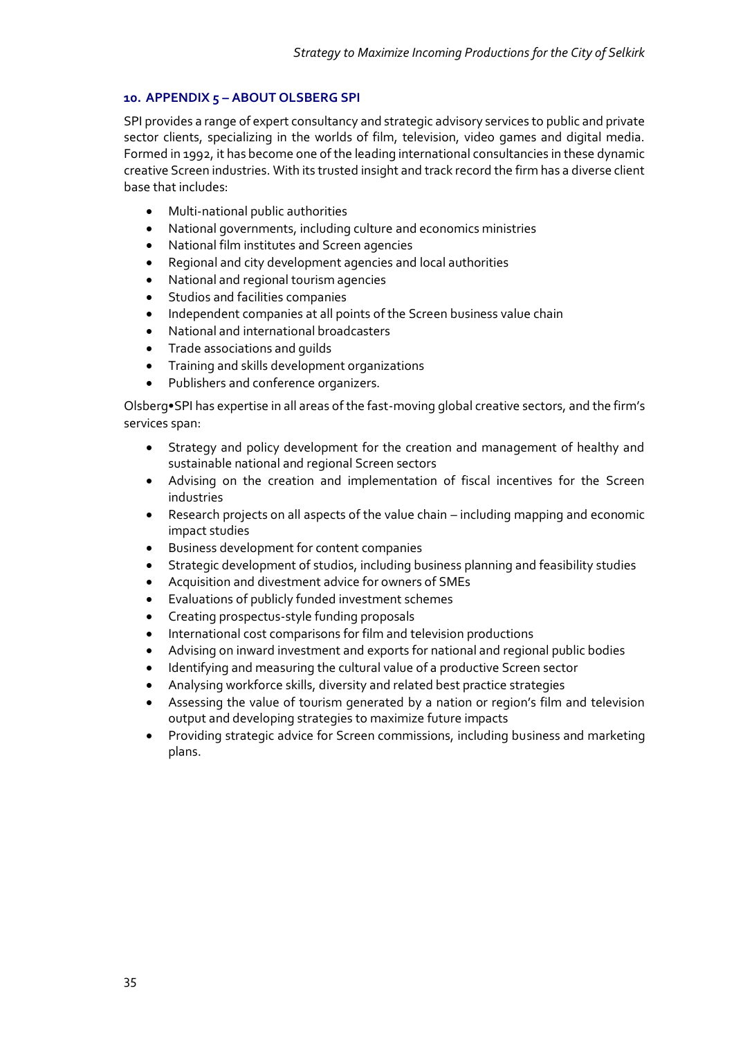## 10. APPENDIX 5 – ABOUT OLSBERG SPI

SPI provides a range of expert consultancy and strategic advisory services to public and private sector clients, specializing in the worlds of film, television, video games and digital media. Formed in 1992, it has become one of the leading international consultancies in these dynamic creative Screen industries. With its trusted insight and track record the firm has a diverse client base that includes:

- Multi-national public authorities
- National governments, including culture and economics ministries
- National film institutes and Screen agencies
- Regional and city development agencies and local authorities
- National and regional tourism agencies
- Studios and facilities companies
- Independent companies at all points of the Screen business value chain
- National and international broadcasters
- Trade associations and guilds
- Training and skills development organizations
- Publishers and conference organizers.

Olsberg•SPI has expertise in all areas of the fast-moving global creative sectors, and the firm's services span:

- Strategy and policy development for the creation and management of healthy and sustainable national and regional Screen sectors
- Advising on the creation and implementation of fiscal incentives for the Screen industries
- Research projects on all aspects of the value chain – including mapping and economic impact studies
- Business development for content companies
- Strategic development of studios, including business planning and feasibility studies
- Acquisition and divestment advice for owners of SMEs
- Evaluations of publicly funded investment schemes
- Creating prospectus-style funding proposals
- International cost comparisons for film and television productions
- Advising on inward investment and exports for national and regional public bodies
- Identifying and measuring the cultural value of a productive Screen sector
- Analysing workforce skills, diversity and related best practice strategies
- Assessing the value of tourism generated by a nation or region's film and television output and developing strategies to maximize future impacts
- Providing strategic advice for Screen commissions, including business and marketing plans.